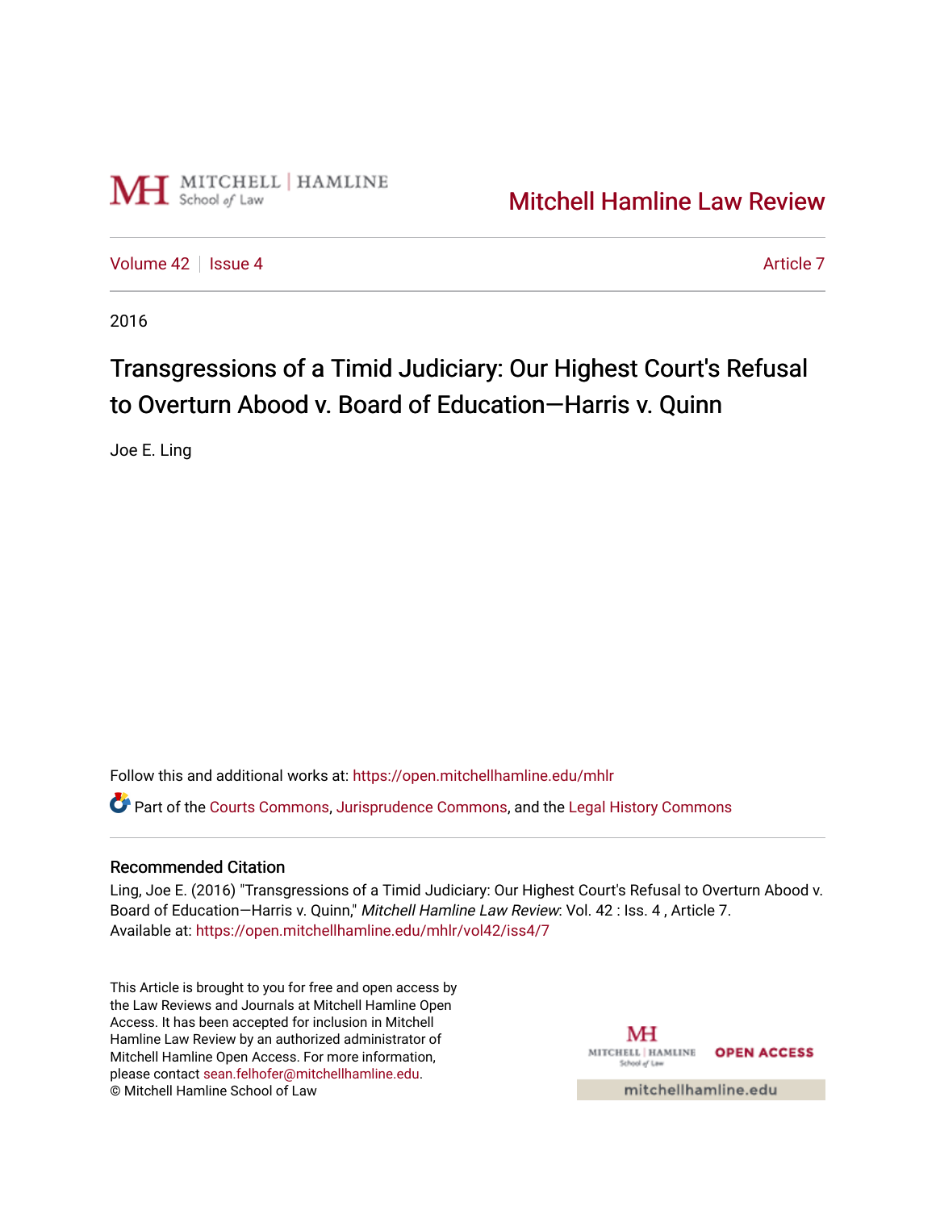Mitchell Hamline Law Review

Volume 42 | Issue 4 | Article 7

2016

# Transgressions of a Timid Judiciary: Our Highest Court's Refusal to Overturn Abood v. Board of Education—Harris v. Quinn

Joe E. Ling

Follow this and additional works at: https://open.mitchellhamline.edu/mhlr

Part of the Courts Commons, Jurisprudence Commons, and the Legal History Commons

## Recommended Citation

Ling, Joe E. (2016) "Transgressions of a Timid Judiciary: Our Highest Court's Refusal to Overturn Abood v. Board of Education—Harris v. Quinn," *Mitchell Hamline Law Review*: Vol. 42 : Iss. 4 , Article 7.
Available at: https://open.mitchellhamline.edu/mhlr/vol42/iss4/7

This Article is brought to you for free and open access by the Law Reviews and Journals at Mitchell Hamline Open Access. It has been accepted for inclusion in Mitchell Hamline Law Review by an authorized administrator of Mitchell Hamline Open Access. For more information, please contact sean.felhofer@mitchellhamline.edu.
© Mitchell Hamline School of Law

MITCHELL | HAMLINE School of Law OPEN ACCESS

mitchellhamline.edu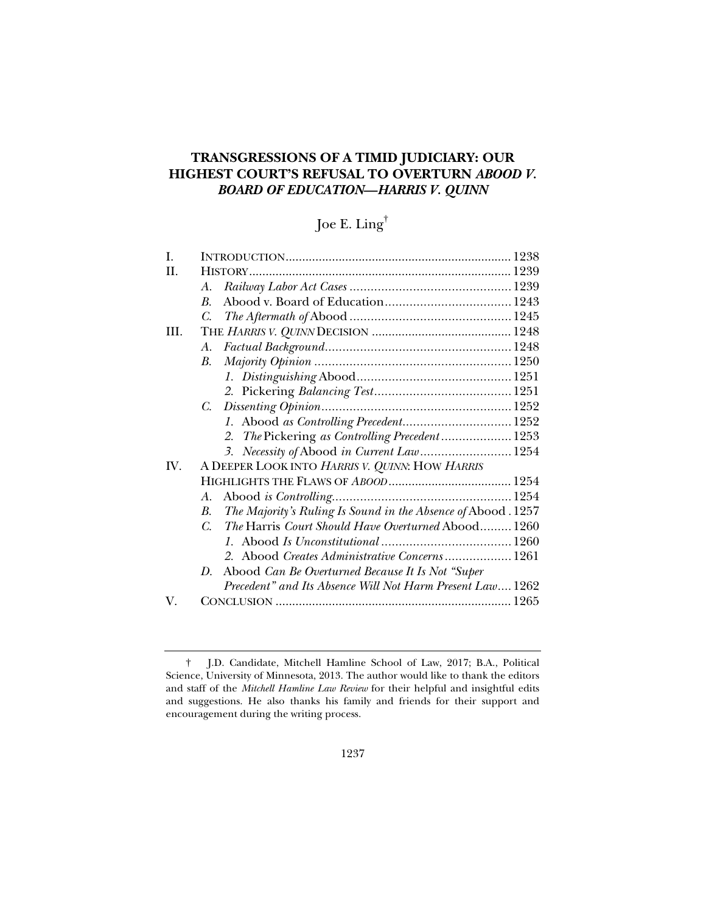# TRANSGRESSIONS OF A TIMID JUDICIARY: OUR HIGHEST COURT'S REFUSAL TO OVERTURN *ABOOD V. BOARD OF EDUCATION*—*HARRIS V. QUINN*

Joe E. Ling[†]

| | | |
|---|---|---|
| I. | INTRODUCTION | 1238 |
| II. | HISTORY | 1239 |
| | A. *Railway Labor Act Cases* | 1239 |
| | B. Abood v. Board of Education | 1243 |
| | C. *The Aftermath of* Abood | 1245 |
| III. | THE *HARRIS V. QUINN* DECISION | 1248 |
| | A. *Factual Background* | 1248 |
| | B. *Majority Opinion* | 1250 |
| | 1. *Distinguishing* Abood | 1251 |
| | 2. Pickering *Balancing Test* | 1251 |
| | C. *Dissenting Opinion* | 1252 |
| | 1. Abood *as Controlling Precedent* | 1252 |
| | 2. *The* Pickering *as Controlling Precedent* | 1253 |
| | 3. *Necessity of* Abood *in Current Law* | 1254 |
| IV. | A DEEPER LOOK INTO *HARRIS V. QUINN*: HOW *HARRIS* HIGHLIGHTS THE FLAWS OF *ABOOD* | 1254 |
| | A. Abood *is Controlling* | 1254 |
| | B. *The Majority's Ruling Is Sound in the Absence of* Abood | 1257 |
| | C. *The* Harris *Court Should Have Overturned* Abood | 1260 |
| | 1. Abood *Is Unconstitutional* | 1260 |
| | 2. Abood *Creates Administrative Concerns* | 1261 |
| | D. Abood *Can Be Overturned Because It Is Not "Super Precedent" and Its Absence Will Not Harm Present Law* | 1262 |
| V. | CONCLUSION | 1265 |

† J.D. Candidate, Mitchell Hamline School of Law, 2017; B.A., Political Science, University of Minnesota, 2013. The author would like to thank the editors and staff of the *Mitchell Hamline Law Review* for their helpful and insightful edits and suggestions. He also thanks his family and friends for their support and encouragement during the writing process.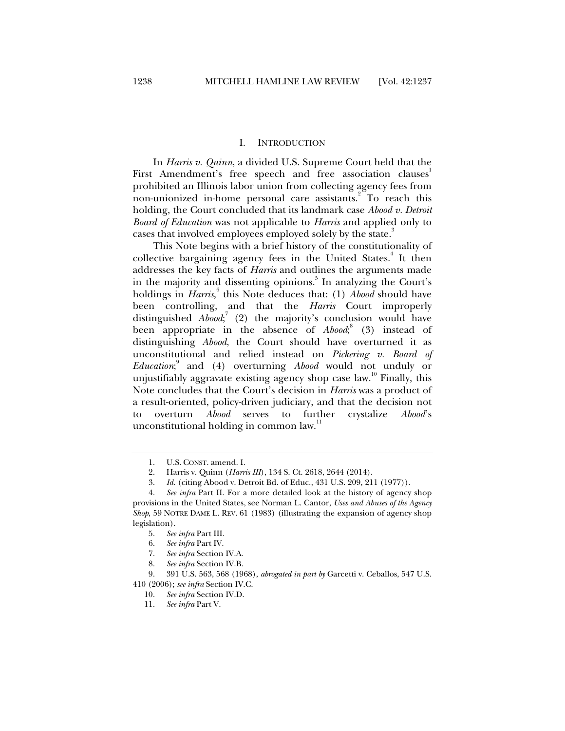## I. INTRODUCTION

In *Harris v. Quinn*, a divided U.S. Supreme Court held that the First Amendment's free speech and free association clauses[1] prohibited an Illinois labor union from collecting agency fees from non-unionized in-home personal care assistants.[2] To reach this holding, the Court concluded that its landmark case *Abood v. Detroit Board of Education* was not applicable to *Harris* and applied only to cases that involved employees employed solely by the state.[3]

This Note begins with a brief history of the constitutionality of collective bargaining agency fees in the United States.[4] It then addresses the key facts of *Harris* and outlines the arguments made in the majority and dissenting opinions.[5] In analyzing the Court's holdings in *Harris*,[6] this Note deduces that: (1) *Abood* should have been controlling, and that the *Harris* Court improperly distinguished *Abood*;[7] (2) the majority's conclusion would have been appropriate in the absence of *Abood*;[8] (3) instead of distinguishing *Abood*, the Court should have overturned it as unconstitutional and relied instead on *Pickering v. Board of Education*;[9] and (4) overturning *Abood* would not unduly or unjustifiably aggravate existing agency shop case law.[10] Finally, this Note concludes that the Court's decision in *Harris* was a product of a result-oriented, policy-driven judiciary, and that the decision not to overturn *Abood* serves to further crystalize *Abood*'s unconstitutional holding in common law.[11]

---

1. U.S. CONST. amend. I.
2. Harris v. Quinn (*Harris III*), 134 S. Ct. 2618, 2644 (2014).
3. *Id.* (citing Abood v. Detroit Bd. of Educ., 431 U.S. 209, 211 (1977)).
4. *See infra* Part II. For a more detailed look at the history of agency shop provisions in the United States, see Norman L. Cantor, *Uses and Abuses of the Agency Shop*, 59 NOTRE DAME L. REV. 61 (1983) (illustrating the expansion of agency shop legislation).
5. *See infra* Part III.
6. *See infra* Part IV.
7. *See infra* Section IV.A.
8. *See infra* Section IV.B.
9. 391 U.S. 563, 568 (1968), *abrogated in part by* Garcetti v. Ceballos, 547 U.S. 410 (2006); *see infra* Section IV.C.
10. *See infra* Section IV.D.
11. *See infra* Part V.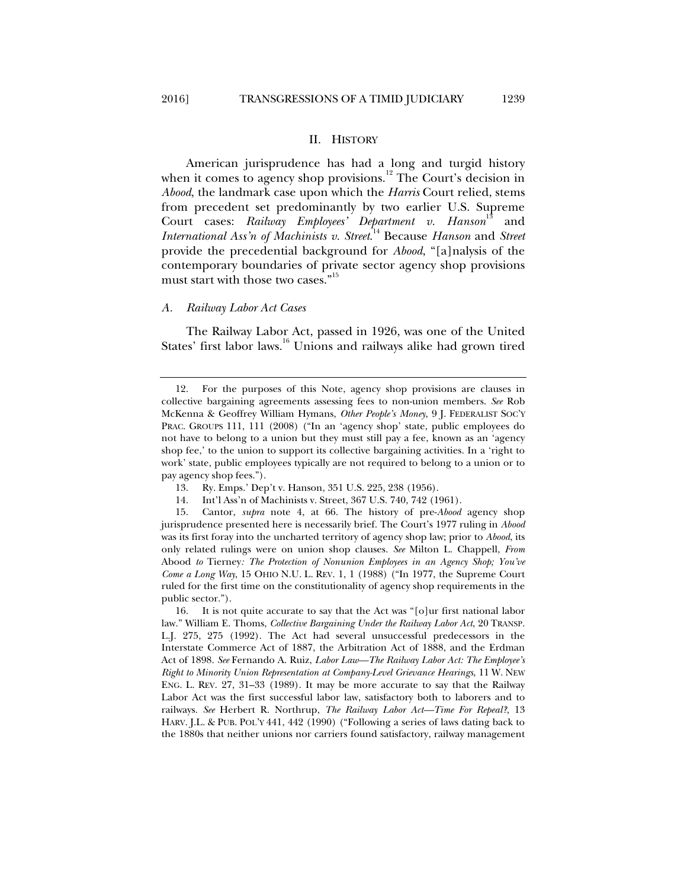## II. HISTORY

American jurisprudence has had a long and turgid history when it comes to agency shop provisions.[12] The Court's decision in *Abood*, the landmark case upon which the *Harris* Court relied, stems from precedent set predominantly by two earlier U.S. Supreme Court cases: *Railway Employees' Department v. Hanson*[13] and *International Ass'n of Machinists v. Street*.[14] Because *Hanson* and *Street* provide the precedential background for *Abood*, "[a]nalysis of the contemporary boundaries of private sector agency shop provisions must start with those two cases."[15]

### *A. Railway Labor Act Cases*

The Railway Labor Act, passed in 1926, was one of the United States' first labor laws.[16] Unions and railways alike had grown tired

---

12. For the purposes of this Note, agency shop provisions are clauses in collective bargaining agreements assessing fees to non-union members. *See* Rob McKenna & Geoffrey William Hymans, *Other People's Money*, 9 J. FEDERALIST SOC'Y PRAC. GROUPS 111, 111 (2008) ("In an 'agency shop' state, public employees do not have to belong to a union but they must still pay a fee, known as an 'agency shop fee,' to the union to support its collective bargaining activities. In a 'right to work' state, public employees typically are not required to belong to a union or to pay agency shop fees.").

13. Ry. Emps.' Dep't v. Hanson, 351 U.S. 225, 238 (1956).

14. Int'l Ass'n of Machinists v. Street, 367 U.S. 740, 742 (1961).

15. Cantor, *supra* note 4, at 66. The history of pre-*Abood* agency shop jurisprudence presented here is necessarily brief. The Court's 1977 ruling in *Abood* was its first foray into the uncharted territory of agency shop law; prior to *Abood*, its only related rulings were on union shop clauses. *See* Milton L. Chappell, *From* Abood *to* Tierney*: The Protection of Nonunion Employees in an Agency Shop; You've Come a Long Way*, 15 OHIO N.U. L. REV. 1, 1 (1988) ("In 1977, the Supreme Court ruled for the first time on the constitutionality of agency shop requirements in the public sector.").

16. It is not quite accurate to say that the Act was "[o]ur first national labor law." William E. Thoms, *Collective Bargaining Under the Railway Labor Act*, 20 TRANSP. L.J. 275, 275 (1992). The Act had several unsuccessful predecessors in the Interstate Commerce Act of 1887, the Arbitration Act of 1888, and the Erdman Act of 1898. *See* Fernando A. Ruiz, *Labor Law—The Railway Labor Act: The Employee's Right to Minority Union Representation at Company-Level Grievance Hearings*, 11 W. NEW ENG. L. REV. 27, 31–33 (1989). It may be more accurate to say that the Railway Labor Act was the first successful labor law, satisfactory both to laborers and to railways. *See* Herbert R. Northrup, *The Railway Labor Act—Time For Repeal?*, 13 HARV. J.L. & PUB. POL'Y 441, 442 (1990) ("Following a series of laws dating back to the 1880s that neither unions nor carriers found satisfactory, railway management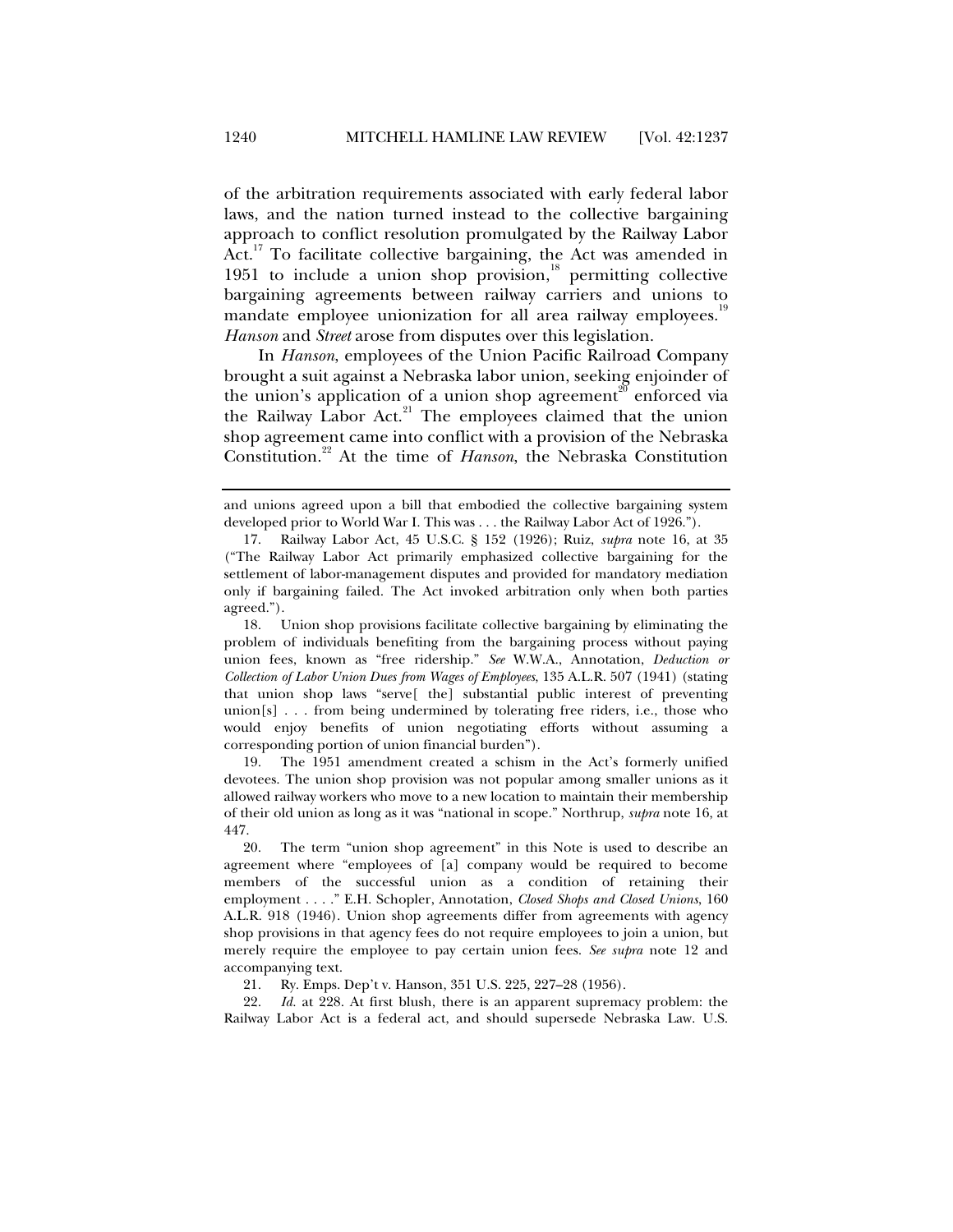of the arbitration requirements associated with early federal labor laws, and the nation turned instead to the collective bargaining approach to conflict resolution promulgated by the Railway Labor Act.[17] To facilitate collective bargaining, the Act was amended in 1951 to include a union shop provision,[18] permitting collective bargaining agreements between railway carriers and unions to mandate employee unionization for all area railway employees.[19] *Hanson* and *Street* arose from disputes over this legislation.

In *Hanson*, employees of the Union Pacific Railroad Company brought a suit against a Nebraska labor union, seeking enjoinder of the union's application of a union shop agreement[20] enforced via the Railway Labor Act.[21] The employees claimed that the union shop agreement came into conflict with a provision of the Nebraska Constitution.[22] At the time of *Hanson*, the Nebraska Constitution

---

and unions agreed upon a bill that embodied the collective bargaining system developed prior to World War I. This was . . . the Railway Labor Act of 1926.").

17. Railway Labor Act, 45 U.S.C. § 152 (1926); Ruiz, *supra* note 16, at 35 ("The Railway Labor Act primarily emphasized collective bargaining for the settlement of labor-management disputes and provided for mandatory mediation only if bargaining failed. The Act invoked arbitration only when both parties agreed.").

18. Union shop provisions facilitate collective bargaining by eliminating the problem of individuals benefiting from the bargaining process without paying union fees, known as "free ridership." *See* W.W.A., Annotation, *Deduction or Collection of Labor Union Dues from Wages of Employees*, 135 A.L.R. 507 (1941) (stating that union shop laws "serve[ the] substantial public interest of preventing union[s] . . . from being undermined by tolerating free riders, i.e., those who would enjoy benefits of union negotiating efforts without assuming a corresponding portion of union financial burden").

19. The 1951 amendment created a schism in the Act's formerly unified devotees. The union shop provision was not popular among smaller unions as it allowed railway workers who move to a new location to maintain their membership of their old union as long as it was "national in scope." Northrup, *supra* note 16, at 447.

20. The term "union shop agreement" in this Note is used to describe an agreement where "employees of [a] company would be required to become members of the successful union as a condition of retaining their employment . . . ." E.H. Schopler, Annotation, *Closed Shops and Closed Unions*, 160 A.L.R. 918 (1946). Union shop agreements differ from agreements with agency shop provisions in that agency fees do not require employees to join a union, but merely require the employee to pay certain union fees. *See supra* note 12 and accompanying text.

21. Ry. Emps. Dep't v. Hanson, 351 U.S. 225, 227–28 (1956).

22. *Id.* at 228. At first blush, there is an apparent supremacy problem: the Railway Labor Act is a federal act, and should supersede Nebraska Law. U.S.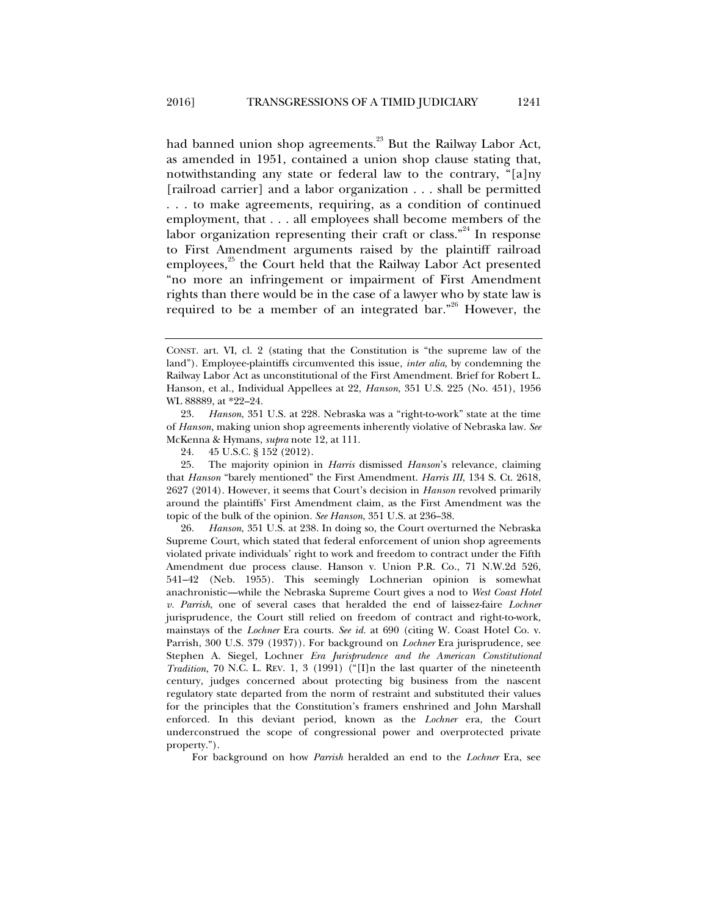had banned union shop agreements.[23] But the Railway Labor Act, as amended in 1951, contained a union shop clause stating that, notwithstanding any state or federal law to the contrary, "[a]ny [railroad carrier] and a labor organization . . . shall be permitted . . . to make agreements, requiring, as a condition of continued employment, that . . . all employees shall become members of the labor organization representing their craft or class."[24] In response to First Amendment arguments raised by the plaintiff railroad employees,[25] the Court held that the Railway Labor Act presented "no more an infringement or impairment of First Amendment rights than there would be in the case of a lawyer who by state law is required to be a member of an integrated bar."[26] However, the

---

CONST. art. VI, cl. 2 (stating that the Constitution is "the supreme law of the land"). Employee-plaintiffs circumvented this issue, *inter alia*, by condemning the Railway Labor Act as unconstitutional of the First Amendment. Brief for Robert L. Hanson, et al., Individual Appellees at 22, *Hanson*, 351 U.S. 225 (No. 451), 1956 WL 88889, at *22–24.

23. *Hanson*, 351 U.S. at 228. Nebraska was a "right-to-work" state at the time of *Hanson*, making union shop agreements inherently violative of Nebraska law. *See* McKenna & Hymans, *supra* note 12, at 111.

24. 45 U.S.C. § 152 (2012).

25. The majority opinion in *Harris* dismissed *Hanson*'s relevance, claiming that *Hanson* "barely mentioned" the First Amendment. *Harris III*, 134 S. Ct. 2618, 2627 (2014). However, it seems that Court's decision in *Hanson* revolved primarily around the plaintiffs' First Amendment claim, as the First Amendment was the topic of the bulk of the opinion. *See Hanson*, 351 U.S. at 236–38.

26. *Hanson*, 351 U.S. at 238. In doing so, the Court overturned the Nebraska Supreme Court, which stated that federal enforcement of union shop agreements violated private individuals' right to work and freedom to contract under the Fifth Amendment due process clause. Hanson v. Union P.R. Co., 71 N.W.2d 526, 541–42 (Neb. 1955). This seemingly Lochnerian opinion is somewhat anachronistic—while the Nebraska Supreme Court gives a nod to *West Coast Hotel v. Parrish*, one of several cases that heralded the end of laissez-faire *Lochner* jurisprudence, the Court still relied on freedom of contract and right-to-work, mainstays of the *Lochner* Era courts. *See id.* at 690 (citing W. Coast Hotel Co. v. Parrish, 300 U.S. 379 (1937)). For background on *Lochner* Era jurisprudence, see Stephen A. Siegel, Lochner *Era Jurisprudence and the American Constitutional Tradition*, 70 N.C. L. REV. 1, 3 (1991) ("[I]n the last quarter of the nineteenth century, judges concerned about protecting big business from the nascent regulatory state departed from the norm of restraint and substituted their values for the principles that the Constitution's framers enshrined and John Marshall enforced. In this deviant period, known as the *Lochner* era, the Court underconstrued the scope of congressional power and overprotected private property.").

For background on how *Parrish* heralded an end to the *Lochner* Era, see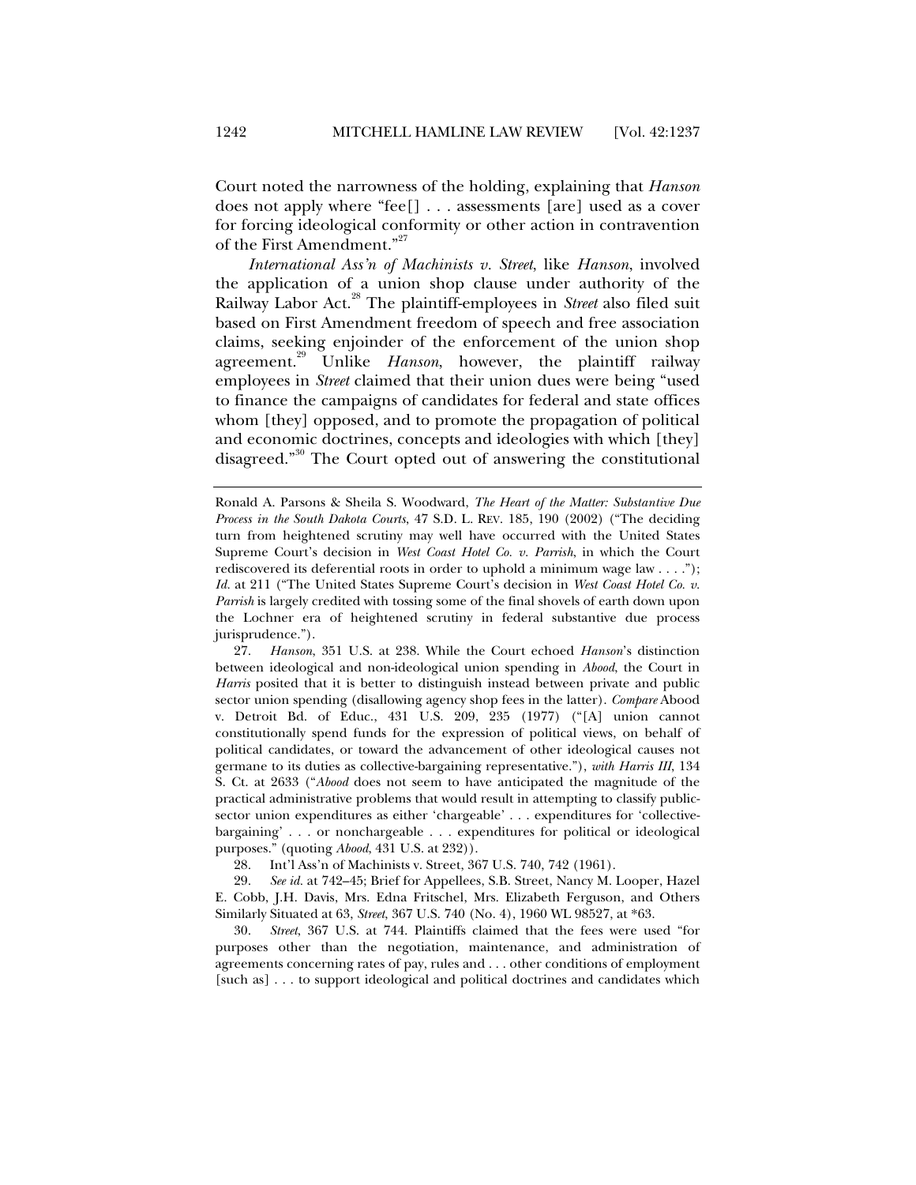Court noted the narrowness of the holding, explaining that *Hanson* does not apply where "fee[] . . . assessments [are] used as a cover for forcing ideological conformity or other action in contravention of the First Amendment."[27]

*International Ass'n of Machinists v. Street*, like *Hanson*, involved the application of a union shop clause under authority of the Railway Labor Act.[28] The plaintiff-employees in *Street* also filed suit based on First Amendment freedom of speech and free association claims, seeking enjoinder of the enforcement of the union shop agreement.[29] Unlike *Hanson*, however, the plaintiff railway employees in *Street* claimed that their union dues were being "used to finance the campaigns of candidates for federal and state offices whom [they] opposed, and to promote the propagation of political and economic doctrines, concepts and ideologies with which [they] disagreed."[30] The Court opted out of answering the constitutional

---

Ronald A. Parsons & Sheila S. Woodward, *The Heart of the Matter: Substantive Due Process in the South Dakota Courts*, 47 S.D. L. REV. 185, 190 (2002) ("The deciding turn from heightened scrutiny may well have occurred with the United States Supreme Court's decision in *West Coast Hotel Co. v. Parrish*, in which the Court rediscovered its deferential roots in order to uphold a minimum wage law . . . ."); *Id.* at 211 ("The United States Supreme Court's decision in *West Coast Hotel Co. v. Parrish* is largely credited with tossing some of the final shovels of earth down upon the Lochner era of heightened scrutiny in federal substantive due process jurisprudence.").

27. *Hanson*, 351 U.S. at 238. While the Court echoed *Hanson*'s distinction between ideological and non-ideological union spending in *Abood*, the Court in *Harris* posited that it is better to distinguish instead between private and public sector union spending (disallowing agency shop fees in the latter). *Compare* Abood v. Detroit Bd. of Educ., 431 U.S. 209, 235 (1977) ("[A] union cannot constitutionally spend funds for the expression of political views, on behalf of political candidates, or toward the advancement of other ideological causes not germane to its duties as collective-bargaining representative."), *with Harris III*, 134 S. Ct. at 2633 ("*Abood* does not seem to have anticipated the magnitude of the practical administrative problems that would result in attempting to classify public-sector union expenditures as either 'chargeable' . . . expenditures for 'collective-bargaining' . . . or nonchargeable . . . expenditures for political or ideological purposes." (quoting *Abood*, 431 U.S. at 232)).

28. Int'l Ass'n of Machinists v. Street, 367 U.S. 740, 742 (1961).

29. *See id.* at 742–45; Brief for Appellees, S.B. Street, Nancy M. Looper, Hazel E. Cobb, J.H. Davis, Mrs. Edna Fritschel, Mrs. Elizabeth Ferguson, and Others Similarly Situated at 63, *Street*, 367 U.S. 740 (No. 4), 1960 WL 98527, at *63.

30. *Street*, 367 U.S. at 744. Plaintiffs claimed that the fees were used "for purposes other than the negotiation, maintenance, and administration of agreements concerning rates of pay, rules and . . . other conditions of employment [such as] . . . to support ideological and political doctrines and candidates which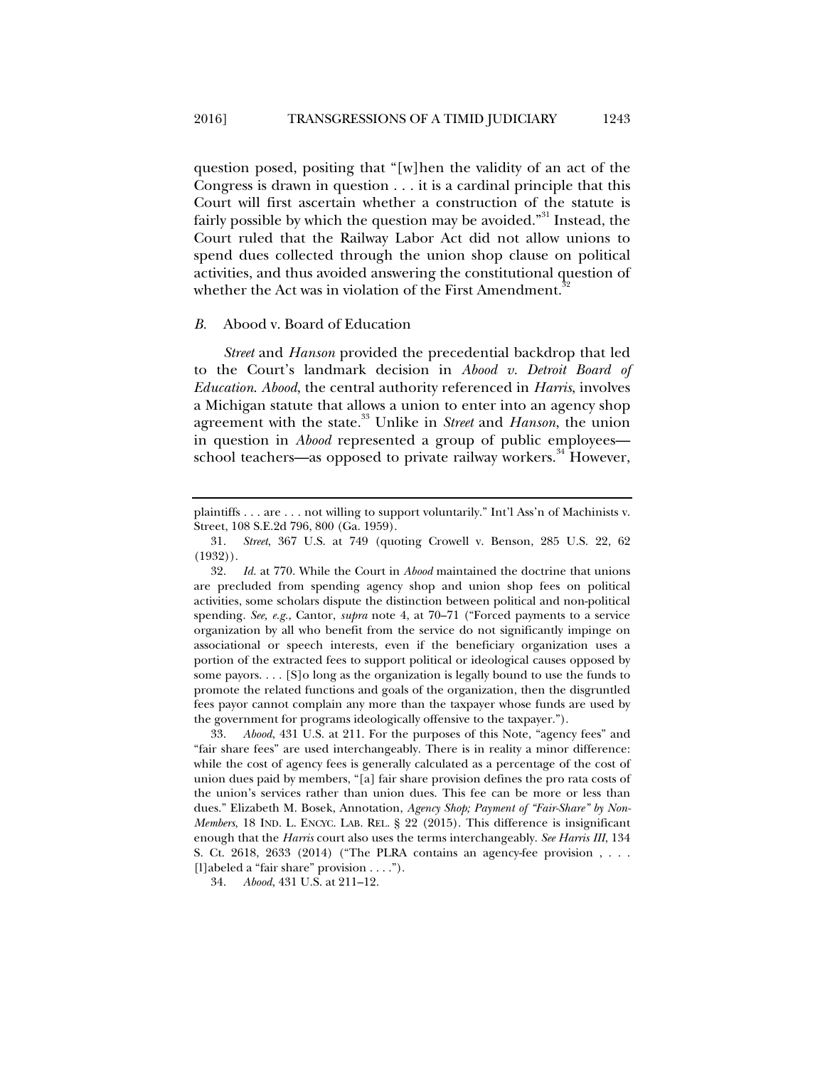question posed, positing that "[w]hen the validity of an act of the Congress is drawn in question . . . it is a cardinal principle that this Court will first ascertain whether a construction of the statute is fairly possible by which the question may be avoided."[31] Instead, the Court ruled that the Railway Labor Act did not allow unions to spend dues collected through the union shop clause on political activities, and thus avoided answering the constitutional question of whether the Act was in violation of the First Amendment.[32]

### *B.* Abood v. Board of Education

*Street* and *Hanson* provided the precedential backdrop that led to the Court's landmark decision in *Abood v. Detroit Board of Education*. *Abood*, the central authority referenced in *Harris*, involves a Michigan statute that allows a union to enter into an agency shop agreement with the state.[33] Unlike in *Street* and *Hanson*, the union in question in *Abood* represented a group of public employees—school teachers—as opposed to private railway workers.[34] However,

---

plaintiffs . . . are . . . not willing to support voluntarily." Int'l Ass'n of Machinists v. Street, 108 S.E.2d 796, 800 (Ga. 1959).

31. *Street*, 367 U.S. at 749 (quoting Crowell v. Benson, 285 U.S. 22, 62 (1932)).

32. *Id.* at 770. While the Court in *Abood* maintained the doctrine that unions are precluded from spending agency shop and union shop fees on political activities, some scholars dispute the distinction between political and non-political spending. *See, e.g.*, Cantor, *supra* note 4, at 70–71 ("Forced payments to a service organization by all who benefit from the service do not significantly impinge on associational or speech interests, even if the beneficiary organization uses a portion of the extracted fees to support political or ideological causes opposed by some payors. . . . [S]o long as the organization is legally bound to use the funds to promote the related functions and goals of the organization, then the disgruntled fees payor cannot complain any more than the taxpayer whose funds are used by the government for programs ideologically offensive to the taxpayer.").

33. *Abood*, 431 U.S. at 211. For the purposes of this Note, "agency fees" and "fair share fees" are used interchangeably. There is in reality a minor difference: while the cost of agency fees is generally calculated as a percentage of the cost of union dues paid by members, "[a] fair share provision defines the pro rata costs of the union's services rather than union dues. This fee can be more or less than dues." Elizabeth M. Bosek, Annotation, *Agency Shop; Payment of "Fair-Share" by Non-Members*, 18 IND. L. ENCYC. LAB. REL. § 22 (2015). This difference is insignificant enough that the *Harris* court also uses the terms interchangeably. *See Harris III*, 134 S. Ct. 2618, 2633 (2014) ("The PLRA contains an agency-fee provision , . . . [l]abeled a "fair share" provision . . . .").

34. *Abood*, 431 U.S. at 211–12.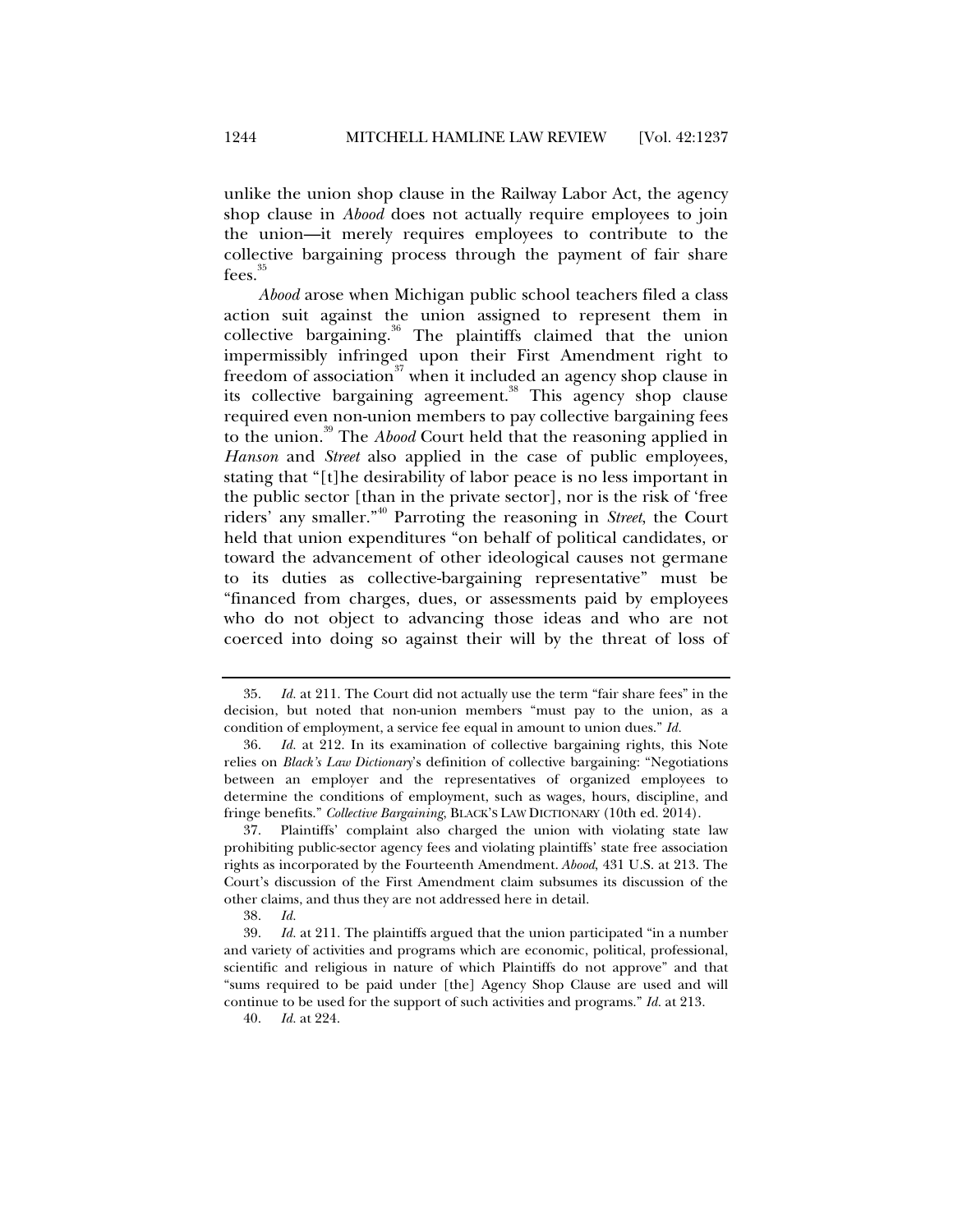unlike the union shop clause in the Railway Labor Act, the agency shop clause in *Abood* does not actually require employees to join the union—it merely requires employees to contribute to the collective bargaining process through the payment of fair share fees.[35]

*Abood* arose when Michigan public school teachers filed a class action suit against the union assigned to represent them in collective bargaining.[36] The plaintiffs claimed that the union impermissibly infringed upon their First Amendment right to freedom of association[37] when it included an agency shop clause in its collective bargaining agreement.[38] This agency shop clause required even non-union members to pay collective bargaining fees to the union.[39] The *Abood* Court held that the reasoning applied in *Hanson* and *Street* also applied in the case of public employees, stating that "[t]he desirability of labor peace is no less important in the public sector [than in the private sector], nor is the risk of 'free riders' any smaller."[40] Parroting the reasoning in *Street*, the Court held that union expenditures "on behalf of political candidates, or toward the advancement of other ideological causes not germane to its duties as collective-bargaining representative" must be "financed from charges, dues, or assessments paid by employees who do not object to advancing those ideas and who are not coerced into doing so against their will by the threat of loss of

---

35. *Id.* at 211. The Court did not actually use the term "fair share fees" in the decision, but noted that non-union members "must pay to the union, as a condition of employment, a service fee equal in amount to union dues." *Id.*

36. *Id.* at 212. In its examination of collective bargaining rights, this Note relies on *Black's Law Dictionary*'s definition of collective bargaining: "Negotiations between an employer and the representatives of organized employees to determine the conditions of employment, such as wages, hours, discipline, and fringe benefits." *Collective Bargaining*, BLACK'S LAW DICTIONARY (10th ed. 2014).

37. Plaintiffs' complaint also charged the union with violating state law prohibiting public-sector agency fees and violating plaintiffs' state free association rights as incorporated by the Fourteenth Amendment. *Abood*, 431 U.S. at 213. The Court's discussion of the First Amendment claim subsumes its discussion of the other claims, and thus they are not addressed here in detail.

38. *Id.*

39. *Id.* at 211. The plaintiffs argued that the union participated "in a number and variety of activities and programs which are economic, political, professional, scientific and religious in nature of which Plaintiffs do not approve" and that "sums required to be paid under [the] Agency Shop Clause are used and will continue to be used for the support of such activities and programs." *Id.* at 213.

40. *Id.* at 224.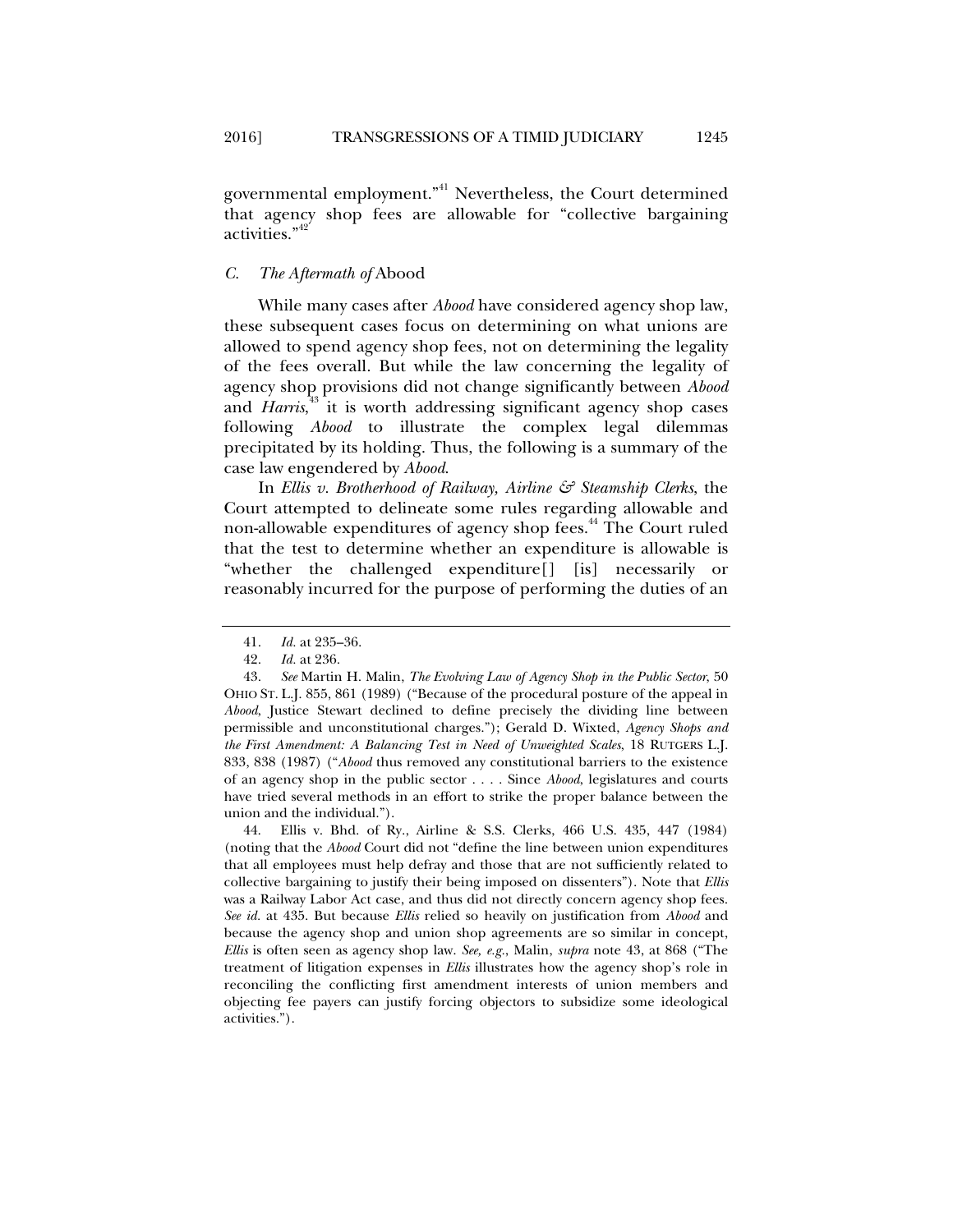governmental employment."[41] Nevertheless, the Court determined that agency shop fees are allowable for "collective bargaining activities."[42]

### *C. The Aftermath of* Abood

While many cases after *Abood* have considered agency shop law, these subsequent cases focus on determining on what unions are allowed to spend agency shop fees, not on determining the legality of the fees overall. But while the law concerning the legality of agency shop provisions did not change significantly between *Abood* and *Harris*,[43] it is worth addressing significant agency shop cases following *Abood* to illustrate the complex legal dilemmas precipitated by its holding. Thus, the following is a summary of the case law engendered by *Abood*.

In *Ellis v. Brotherhood of Railway, Airline & Steamship Clerks*, the Court attempted to delineate some rules regarding allowable and non-allowable expenditures of agency shop fees.[44] The Court ruled that the test to determine whether an expenditure is allowable is "whether the challenged expenditure[] [is] necessarily or reasonably incurred for the purpose of performing the duties of an

---

41. *Id.* at 235–36.

42. *Id.* at 236.

43. *See* Martin H. Malin, *The Evolving Law of Agency Shop in the Public Sector*, 50 OHIO ST. L.J. 855, 861 (1989) ("Because of the procedural posture of the appeal in *Abood*, Justice Stewart declined to define precisely the dividing line between permissible and unconstitutional charges."); Gerald D. Wixted, *Agency Shops and the First Amendment: A Balancing Test in Need of Unweighted Scales*, 18 RUTGERS L.J. 833, 838 (1987) ("*Abood* thus removed any constitutional barriers to the existence of an agency shop in the public sector . . . . Since *Abood*, legislatures and courts have tried several methods in an effort to strike the proper balance between the union and the individual.").

44. Ellis v. Bhd. of Ry., Airline & S.S. Clerks, 466 U.S. 435, 447 (1984) (noting that the *Abood* Court did not "define the line between union expenditures that all employees must help defray and those that are not sufficiently related to collective bargaining to justify their being imposed on dissenters"). Note that *Ellis* was a Railway Labor Act case, and thus did not directly concern agency shop fees. *See id.* at 435. But because *Ellis* relied so heavily on justification from *Abood* and because the agency shop and union shop agreements are so similar in concept, *Ellis* is often seen as agency shop law. *See, e.g.*, Malin, *supra* note 43, at 868 ("The treatment of litigation expenses in *Ellis* illustrates how the agency shop's role in reconciling the conflicting first amendment interests of union members and objecting fee payers can justify forcing objectors to subsidize some ideological activities.").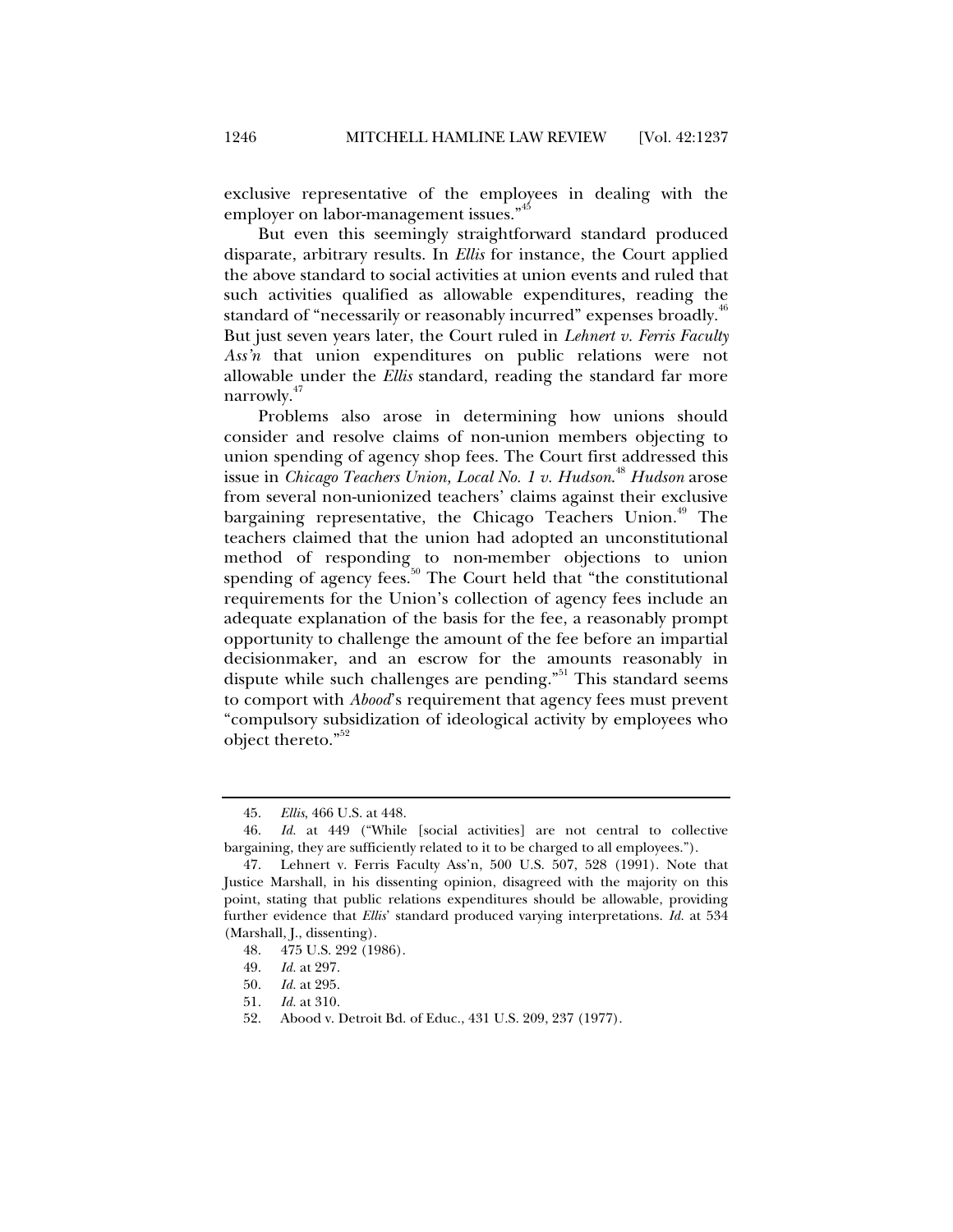exclusive representative of the employees in dealing with the employer on labor-management issues."[45]

But even this seemingly straightforward standard produced disparate, arbitrary results. In *Ellis* for instance, the Court applied the above standard to social activities at union events and ruled that such activities qualified as allowable expenditures, reading the standard of "necessarily or reasonably incurred" expenses broadly.[46] But just seven years later, the Court ruled in *Lehnert v. Ferris Faculty Ass'n* that union expenditures on public relations were not allowable under the *Ellis* standard, reading the standard far more narrowly.[47]

Problems also arose in determining how unions should consider and resolve claims of non-union members objecting to union spending of agency shop fees. The Court first addressed this issue in *Chicago Teachers Union, Local No. 1 v. Hudson*.[48] *Hudson* arose from several non-unionized teachers' claims against their exclusive bargaining representative, the Chicago Teachers Union.[49] The teachers claimed that the union had adopted an unconstitutional method of responding to non-member objections to union spending of agency fees.[50] The Court held that "the constitutional requirements for the Union's collection of agency fees include an adequate explanation of the basis for the fee, a reasonably prompt opportunity to challenge the amount of the fee before an impartial decisionmaker, and an escrow for the amounts reasonably in dispute while such challenges are pending."[51] This standard seems to comport with *Abood*'s requirement that agency fees must prevent "compulsory subsidization of ideological activity by employees who object thereto."[52]

---

45. *Ellis*, 466 U.S. at 448.

46. *Id.* at 449 ("While [social activities] are not central to collective bargaining, they are sufficiently related to it to be charged to all employees.").

47. Lehnert v. Ferris Faculty Ass'n, 500 U.S. 507, 528 (1991). Note that Justice Marshall, in his dissenting opinion, disagreed with the majority on this point, stating that public relations expenditures should be allowable, providing further evidence that *Ellis*' standard produced varying interpretations. *Id.* at 534 (Marshall, J., dissenting).

48. 475 U.S. 292 (1986).

49. *Id.* at 297.

50. *Id.* at 295.

51. *Id.* at 310.

52. Abood v. Detroit Bd. of Educ., 431 U.S. 209, 237 (1977).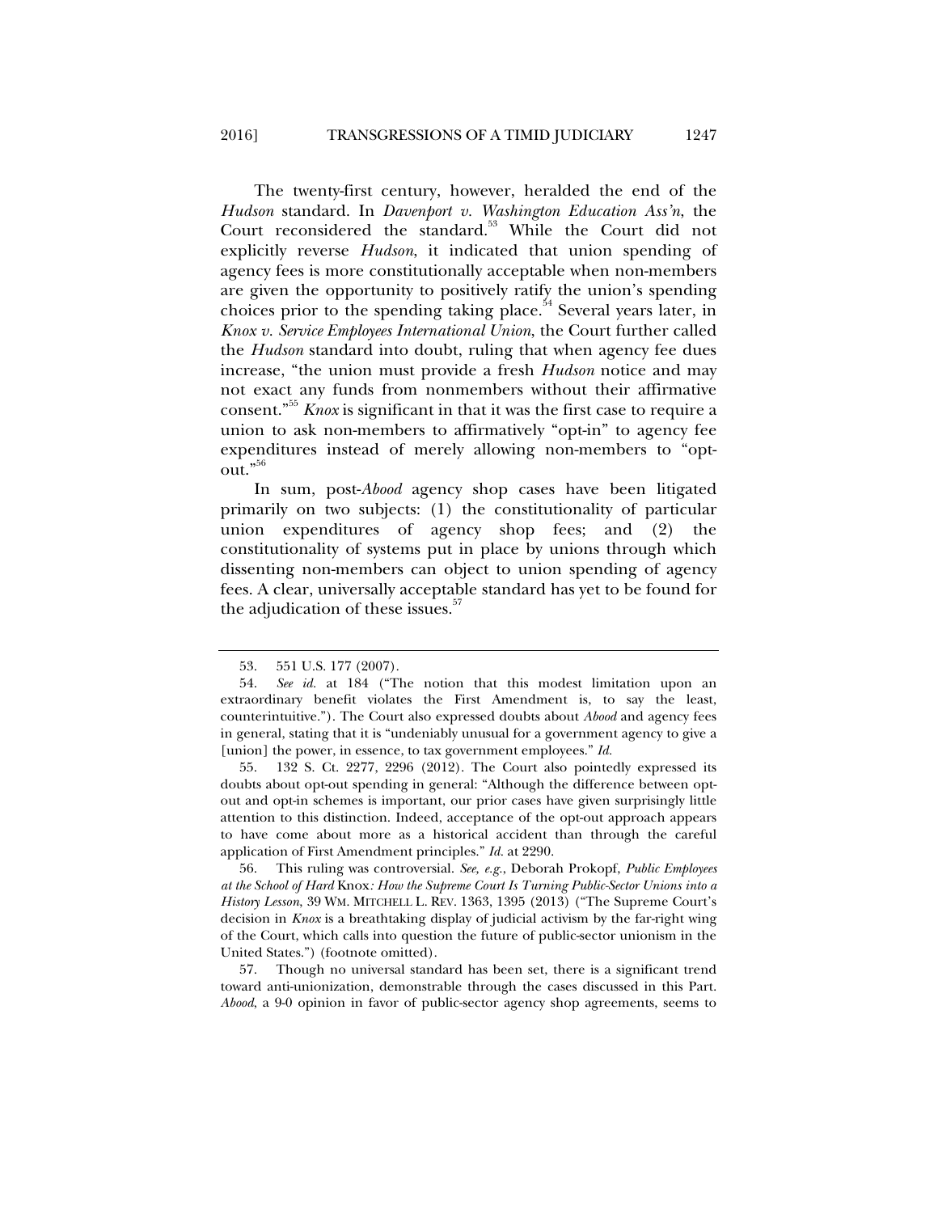The twenty-first century, however, heralded the end of the *Hudson* standard. In *Davenport v. Washington Education Ass'n*, the Court reconsidered the standard.[53] While the Court did not explicitly reverse *Hudson*, it indicated that union spending of agency fees is more constitutionally acceptable when non-members are given the opportunity to positively ratify the union's spending choices prior to the spending taking place.[54] Several years later, in *Knox v. Service Employees International Union*, the Court further called the *Hudson* standard into doubt, ruling that when agency fee dues increase, "the union must provide a fresh *Hudson* notice and may not exact any funds from nonmembers without their affirmative consent."[55] *Knox* is significant in that it was the first case to require a union to ask non-members to affirmatively "opt-in" to agency fee expenditures instead of merely allowing non-members to "opt-out."[56]

In sum, post-*Abood* agency shop cases have been litigated primarily on two subjects: (1) the constitutionality of particular union expenditures of agency shop fees; and (2) the constitutionality of systems put in place by unions through which dissenting non-members can object to union spending of agency fees. A clear, universally acceptable standard has yet to be found for the adjudication of these issues.[57]

---

53. 551 U.S. 177 (2007).

54. *See id.* at 184 ("The notion that this modest limitation upon an extraordinary benefit violates the First Amendment is, to say the least, counterintuitive."). The Court also expressed doubts about *Abood* and agency fees in general, stating that it is "undeniably unusual for a government agency to give a [union] the power, in essence, to tax government employees." *Id.*

55. 132 S. Ct. 2277, 2296 (2012). The Court also pointedly expressed its doubts about opt-out spending in general: "Although the difference between opt-out and opt-in schemes is important, our prior cases have given surprisingly little attention to this distinction. Indeed, acceptance of the opt-out approach appears to have come about more as a historical accident than through the careful application of First Amendment principles." *Id.* at 2290.

56. This ruling was controversial. *See, e.g.*, Deborah Prokopf, *Public Employees at the School of Hard* Knox*: How the Supreme Court Is Turning Public-Sector Unions into a History Lesson*, 39 WM. MITCHELL L. REV. 1363, 1395 (2013) ("The Supreme Court's decision in *Knox* is a breathtaking display of judicial activism by the far-right wing of the Court, which calls into question the future of public-sector unionism in the United States.") (footnote omitted).

57. Though no universal standard has been set, there is a significant trend toward anti-unionization, demonstrable through the cases discussed in this Part. *Abood*, a 9-0 opinion in favor of public-sector agency shop agreements, seems to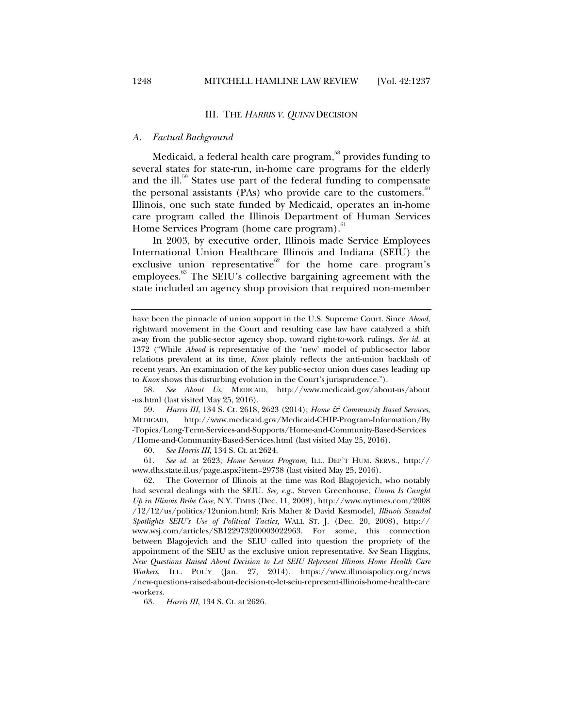## III. THE *HARRIS V. QUINN* DECISION

### *A. Factual Background*

Medicaid, a federal health care program,[58] provides funding to several states for state-run, in-home care programs for the elderly and the ill.[59] States use part of the federal funding to compensate the personal assistants (PAs) who provide care to the customers.[60] Illinois, one such state funded by Medicaid, operates an in-home care program called the Illinois Department of Human Services Home Services Program (home care program).[61]

In 2003, by executive order, Illinois made Service Employees International Union Healthcare Illinois and Indiana (SEIU) the exclusive union representative[62] for the home care program's employees.[63] The SEIU's collective bargaining agreement with the state included an agency shop provision that required non-member

---

have been the pinnacle of union support in the U.S. Supreme Court. Since *Abood*, rightward movement in the Court and resulting case law have catalyzed a shift away from the public-sector agency shop, toward right-to-work rulings. *See id.* at 1372 ("While *Abood* is representative of the 'new' model of public-sector labor relations prevalent at its time, *Knox* plainly reflects the anti-union backlash of recent years. An examination of the key public-sector union dues cases leading up to *Knox* shows this disturbing evolution in the Court's jurisprudence.").

58. *See About Us*, MEDICAID, http://www.medicaid.gov/about-us/about-us.html (last visited May 25, 2016).

59. *Harris III*, 134 S. Ct. 2618, 2623 (2014); *Home & Community Based Services*, MEDICAID, http://www.medicaid.gov/Medicaid-CHIP-Program-Information/By-Topics/Long-Term-Services-and-Supports/Home-and-Community-Based-Services/Home-and-Community-Based-Services.html (last visited May 25, 2016).

60. *See Harris III*, 134 S. Ct. at 2624.

61. *See id.* at 2623; *Home Services Program*, ILL. DEP'T HUM. SERVS., http://www.dhs.state.il.us/page.aspx?item=29738 (last visited May 25, 2016).

62. The Governor of Illinois at the time was Rod Blagojevich, who notably had several dealings with the SEIU. *See, e.g.*, Steven Greenhouse, *Union Is Caught Up in Illinois Bribe Case*, N.Y. TIMES (Dec. 11, 2008), http://www.nytimes.com/2008/12/12/us/politics/12union.html; Kris Maher & David Kesmodel, *Illinois Scandal Spotlights SEIU's Use of Political Tactics*, WALL ST. J. (Dec. 20, 2008), http://www.wsj.com/articles/SB122973200003022963. For some, this connection between Blagojevich and the SEIU called into question the propriety of the appointment of the SEIU as the exclusive union representative. *See* Sean Higgins, *New Questions Raised About Decision to Let SEIU Represent Illinois Home Health Care Workers*, ILL. POL'Y (Jan. 27, 2014), https://www.illinoispolicy.org/news/new-questions-raised-about-decision-to-let-seiu-represent-illinois-home-health-care-workers.

63. *Harris III*, 134 S. Ct. at 2626.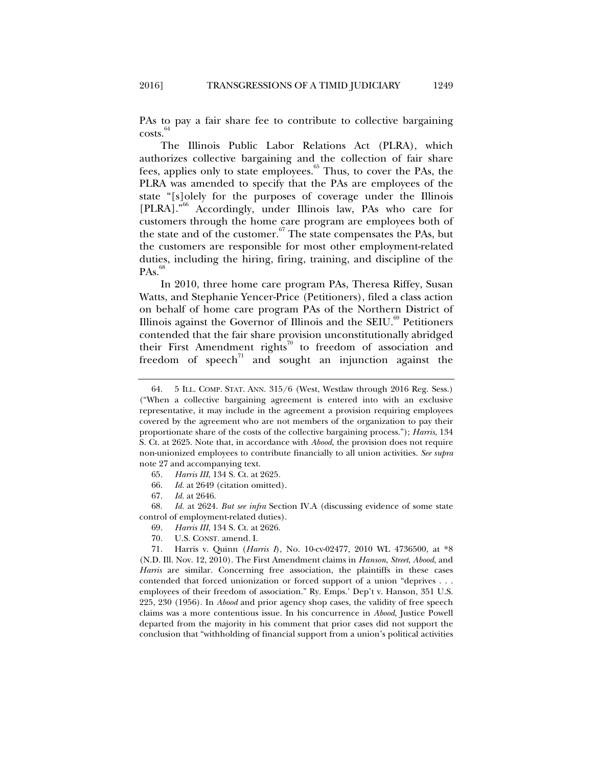PAs to pay a fair share fee to contribute to collective bargaining costs.[64]

The Illinois Public Labor Relations Act (PLRA), which authorizes collective bargaining and the collection of fair share fees, applies only to state employees.[65] Thus, to cover the PAs, the PLRA was amended to specify that the PAs are employees of the state "[s]olely for the purposes of coverage under the Illinois [PLRA]."[66] Accordingly, under Illinois law, PAs who care for customers through the home care program are employees both of the state and of the customer.[67] The state compensates the PAs, but the customers are responsible for most other employment-related duties, including the hiring, firing, training, and discipline of the PAs.[68]

In 2010, three home care program PAs, Theresa Riffey, Susan Watts, and Stephanie Yencer-Price (Petitioners), filed a class action on behalf of home care program PAs of the Northern District of Illinois against the Governor of Illinois and the SEIU.[69] Petitioners contended that the fair share provision unconstitutionally abridged their First Amendment rights[70] to freedom of association and freedom of speech[71] and sought an injunction against the

---

64. 5 ILL. COMP. STAT. ANN. 315/6 (West, Westlaw through 2016 Reg. Sess.) ("When a collective bargaining agreement is entered into with an exclusive representative, it may include in the agreement a provision requiring employees covered by the agreement who are not members of the organization to pay their proportionate share of the costs of the collective bargaining process."); *Harris*, 134 S. Ct. at 2625. Note that, in accordance with *Abood*, the provision does not require non-unionized employees to contribute financially to all union activities. *See supra* note 27 and accompanying text.

65. *Harris III*, 134 S. Ct. at 2625.

66. *Id.* at 2649 (citation omitted).

67. *Id.* at 2646.

68. *Id.* at 2624. *But see infra* Section IV.A (discussing evidence of some state control of employment-related duties).

69. *Harris III*, 134 S. Ct. at 2626.

70. U.S. CONST. amend. I.

71. Harris v. Quinn (*Harris I*), No. 10-cv-02477, 2010 WL 4736500, at *8 (N.D. Ill. Nov. 12, 2010). The First Amendment claims in *Hanson*, *Street*, *Abood*, and *Harris* are similar. Concerning free association, the plaintiffs in these cases contended that forced unionization or forced support of a union "deprives . . . employees of their freedom of association." Ry. Emps.' Dep't v. Hanson, 351 U.S. 225, 230 (1956). In *Abood* and prior agency shop cases, the validity of free speech claims was a more contentious issue. In his concurrence in *Abood*, Justice Powell departed from the majority in his comment that prior cases did not support the conclusion that "withholding of financial support from a union's political activities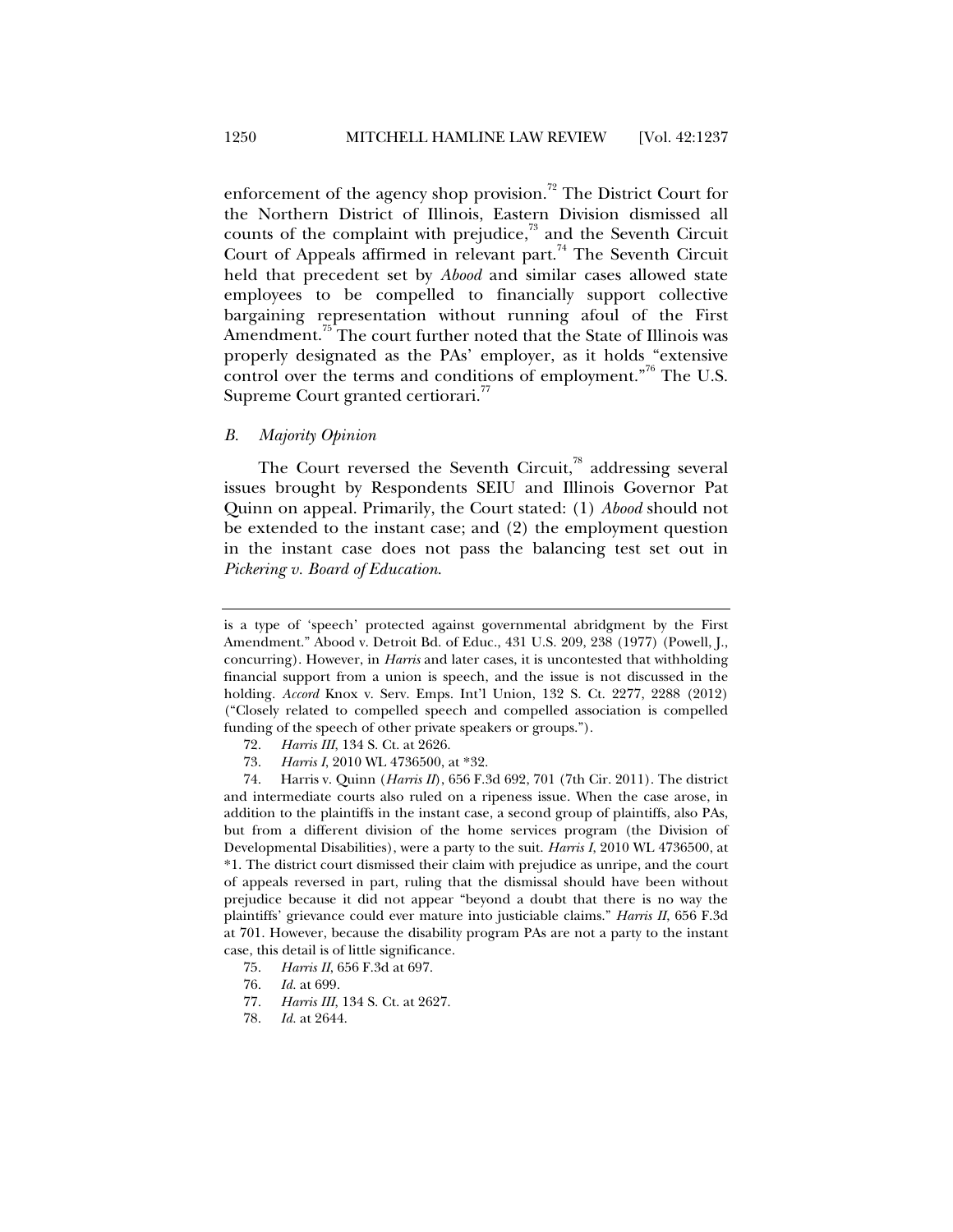enforcement of the agency shop provision.[72] The District Court for the Northern District of Illinois, Eastern Division dismissed all counts of the complaint with prejudice,[73] and the Seventh Circuit Court of Appeals affirmed in relevant part.[74] The Seventh Circuit held that precedent set by *Abood* and similar cases allowed state employees to be compelled to financially support collective bargaining representation without running afoul of the First Amendment.[75] The court further noted that the State of Illinois was properly designated as the PAs' employer, as it holds "extensive control over the terms and conditions of employment."[76] The U.S. Supreme Court granted certiorari.[77]

### *B. Majority Opinion*

The Court reversed the Seventh Circuit,[78] addressing several issues brought by Respondents SEIU and Illinois Governor Pat Quinn on appeal. Primarily, the Court stated: (1) *Abood* should not be extended to the instant case; and (2) the employment question in the instant case does not pass the balancing test set out in *Pickering v. Board of Education*.

---

is a type of 'speech' protected against governmental abridgment by the First Amendment." Abood v. Detroit Bd. of Educ., 431 U.S. 209, 238 (1977) (Powell, J., concurring). However, in *Harris* and later cases, it is uncontested that withholding financial support from a union is speech, and the issue is not discussed in the holding. *Accord* Knox v. Serv. Emps. Int'l Union, 132 S. Ct. 2277, 2288 (2012) ("Closely related to compelled speech and compelled association is compelled funding of the speech of other private speakers or groups.").

72. *Harris III*, 134 S. Ct. at 2626.

73. *Harris I*, 2010 WL 4736500, at *32.

74. Harris v. Quinn (*Harris II*), 656 F.3d 692, 701 (7th Cir. 2011). The district and intermediate courts also ruled on a ripeness issue. When the case arose, in addition to the plaintiffs in the instant case, a second group of plaintiffs, also PAs, but from a different division of the home services program (the Division of Developmental Disabilities), were a party to the suit. *Harris I*, 2010 WL 4736500, at *1. The district court dismissed their claim with prejudice as unripe, and the court of appeals reversed in part, ruling that the dismissal should have been without prejudice because it did not appear "beyond a doubt that there is no way the plaintiffs' grievance could ever mature into justiciable claims." *Harris II*, 656 F.3d at 701. However, because the disability program PAs are not a party to the instant case, this detail is of little significance.

75. *Harris II*, 656 F.3d at 697.

76. *Id.* at 699.

77. *Harris III*, 134 S. Ct. at 2627.

78. *Id.* at 2644.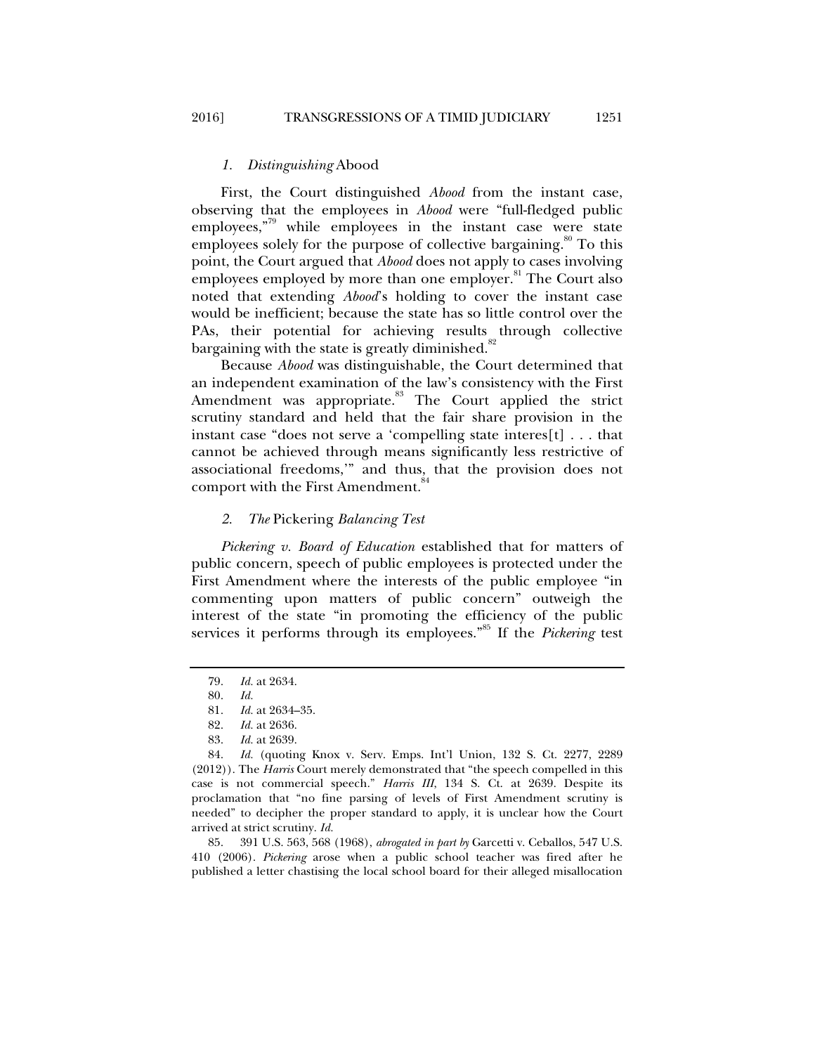### *1. Distinguishing* Abood

First, the Court distinguished *Abood* from the instant case, observing that the employees in *Abood* were "full-fledged public employees,"[79] while employees in the instant case were state employees solely for the purpose of collective bargaining.[80] To this point, the Court argued that *Abood* does not apply to cases involving employees employed by more than one employer.[81] The Court also noted that extending *Abood*'s holding to cover the instant case would be inefficient; because the state has so little control over the PAs, their potential for achieving results through collective bargaining with the state is greatly diminished.[82]

Because *Abood* was distinguishable, the Court determined that an independent examination of the law's consistency with the First Amendment was appropriate.[83] The Court applied the strict scrutiny standard and held that the fair share provision in the instant case "does not serve a 'compelling state interes[t] . . . that cannot be achieved through means significantly less restrictive of associational freedoms,'" and thus, that the provision does not comport with the First Amendment.[84]

### *2. The* Pickering *Balancing Test*

*Pickering v. Board of Education* established that for matters of public concern, speech of public employees is protected under the First Amendment where the interests of the public employee "in commenting upon matters of public concern" outweigh the interest of the state "in promoting the efficiency of the public services it performs through its employees."[85] If the *Pickering* test

---

79. *Id.* at 2634.

80. *Id.*

81. *Id.* at 2634–35.

82. *Id.* at 2636.

83. *Id.* at 2639.

84. *Id.* (quoting Knox v. Serv. Emps. Int'l Union, 132 S. Ct. 2277, 2289 (2012)). The *Harris* Court merely demonstrated that "the speech compelled in this case is not commercial speech." *Harris III*, 134 S. Ct. at 2639. Despite its proclamation that "no fine parsing of levels of First Amendment scrutiny is needed" to decipher the proper standard to apply, it is unclear how the Court arrived at strict scrutiny. *Id.*

85. 391 U.S. 563, 568 (1968), *abrogated in part by* Garcetti v. Ceballos, 547 U.S. 410 (2006). *Pickering* arose when a public school teacher was fired after he published a letter chastising the local school board for their alleged misallocation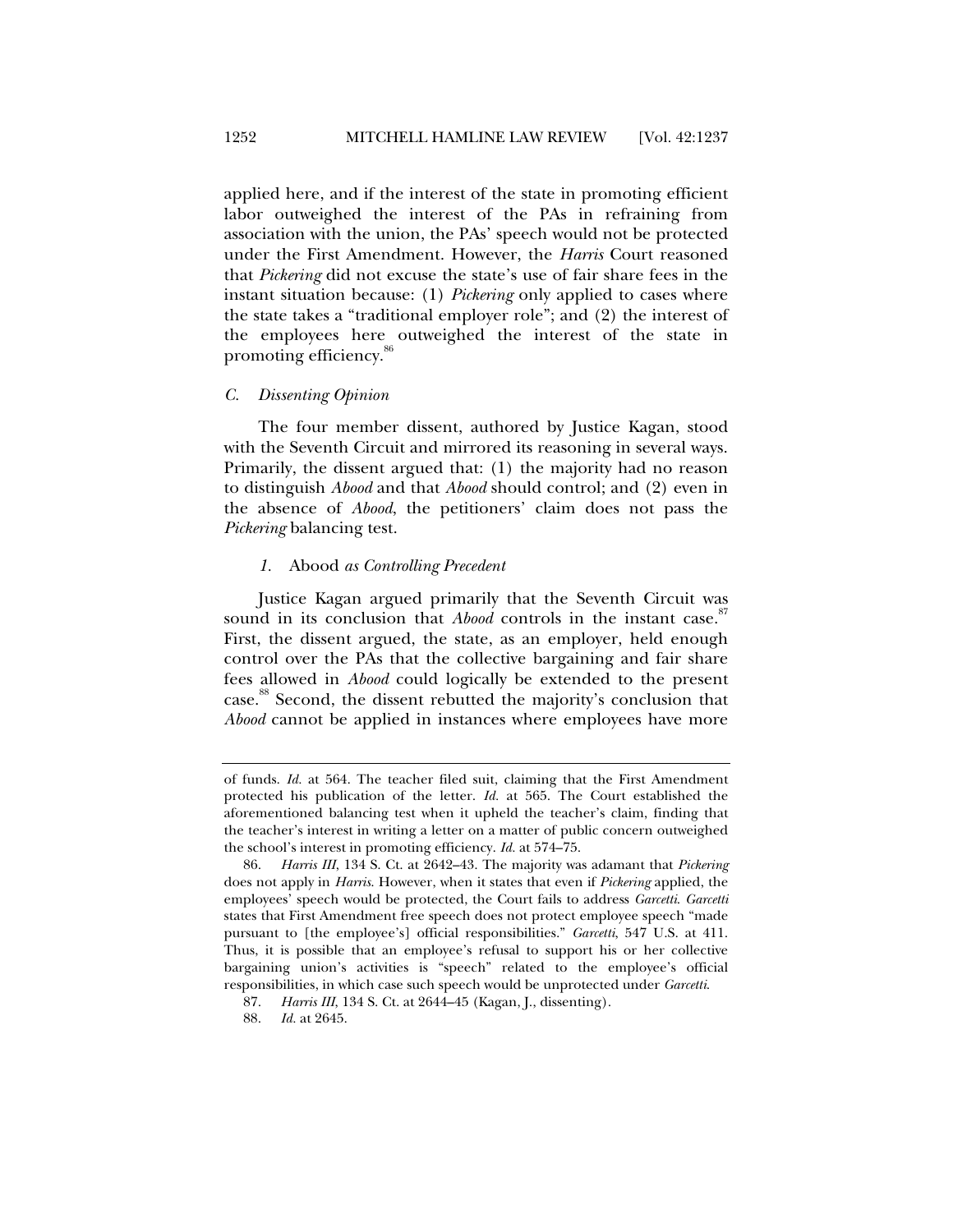applied here, and if the interest of the state in promoting efficient labor outweighed the interest of the PAs in refraining from association with the union, the PAs' speech would not be protected under the First Amendment. However, the *Harris* Court reasoned that *Pickering* did not excuse the state's use of fair share fees in the instant situation because: (1) *Pickering* only applied to cases where the state takes a "traditional employer role"; and (2) the interest of the employees here outweighed the interest of the state in promoting efficiency.[86]

### *C. Dissenting Opinion*

The four member dissent, authored by Justice Kagan, stood with the Seventh Circuit and mirrored its reasoning in several ways. Primarily, the dissent argued that: (1) the majority had no reason to distinguish *Abood* and that *Abood* should control; and (2) even in the absence of *Abood*, the petitioners' claim does not pass the *Pickering* balancing test.

#### *1.* Abood *as Controlling Precedent*

Justice Kagan argued primarily that the Seventh Circuit was sound in its conclusion that *Abood* controls in the instant case.[87] First, the dissent argued, the state, as an employer, held enough control over the PAs that the collective bargaining and fair share fees allowed in *Abood* could logically be extended to the present case.[88] Second, the dissent rebutted the majority's conclusion that *Abood* cannot be applied in instances where employees have more

---

of funds. *Id.* at 564. The teacher filed suit, claiming that the First Amendment protected his publication of the letter. *Id.* at 565. The Court established the aforementioned balancing test when it upheld the teacher's claim, finding that the teacher's interest in writing a letter on a matter of public concern outweighed the school's interest in promoting efficiency. *Id.* at 574–75.

86. *Harris III*, 134 S. Ct. at 2642–43. The majority was adamant that *Pickering* does not apply in *Harris*. However, when it states that even if *Pickering* applied, the employees' speech would be protected, the Court fails to address *Garcetti*. *Garcetti* states that First Amendment free speech does not protect employee speech "made pursuant to [the employee's] official responsibilities." *Garcetti*, 547 U.S. at 411. Thus, it is possible that an employee's refusal to support his or her collective bargaining union's activities is "speech" related to the employee's official responsibilities, in which case such speech would be unprotected under *Garcetti*.

87. *Harris III*, 134 S. Ct. at 2644–45 (Kagan, J., dissenting).

88. *Id.* at 2645.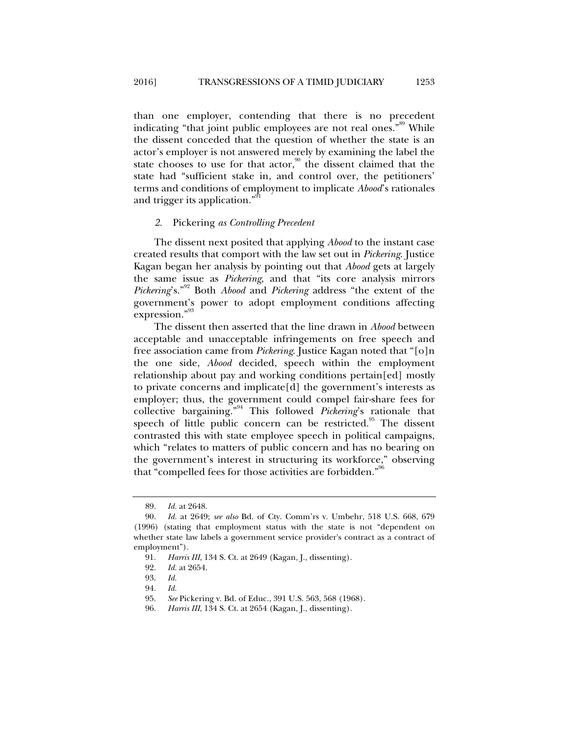than one employer, contending that there is no precedent indicating "that joint public employees are not real ones."[89] While the dissent conceded that the question of whether the state is an actor's employer is not answered merely by examining the label the state chooses to use for that actor,[90] the dissent claimed that the state had "sufficient stake in, and control over, the petitioners' terms and conditions of employment to implicate *Abood*'s rationales and trigger its application."[91]

### *2.* Pickering *as Controlling Precedent*

The dissent next posited that applying *Abood* to the instant case created results that comport with the law set out in *Pickering*. Justice Kagan began her analysis by pointing out that *Abood* gets at largely the same issue as *Pickering*, and that "its core analysis mirrors *Pickering*'s."[92] Both *Abood* and *Pickering* address "the extent of the government's power to adopt employment conditions affecting expression."[93]

The dissent then asserted that the line drawn in *Abood* between acceptable and unacceptable infringements on free speech and free association came from *Pickering*. Justice Kagan noted that "[o]n the one side, *Abood* decided, speech within the employment relationship about pay and working conditions pertain[ed] mostly to private concerns and implicate[d] the government's interests as employer; thus, the government could compel fair-share fees for collective bargaining."[94] This followed *Pickering*'s rationale that speech of little public concern can be restricted.[95] The dissent contrasted this with state employee speech in political campaigns, which "relates to matters of public concern and has no bearing on the government's interest in structuring its workforce," observing that "compelled fees for those activities are forbidden."[96]

---

89. *Id.* at 2648.

90. *Id.* at 2649; *see also* Bd. of Cty. Comm'rs v. Umbehr, 518 U.S. 668, 679 (1996) (stating that employment status with the state is not "dependent on whether state law labels a government service provider's contract as a contract of employment").

91. *Harris III*, 134 S. Ct. at 2649 (Kagan, J., dissenting).

92. *Id.* at 2654.

93. *Id.*

94. *Id.*

95. *See* Pickering v. Bd. of Educ., 391 U.S. 563, 568 (1968).

96. *Harris III*, 134 S. Ct. at 2654 (Kagan, J., dissenting).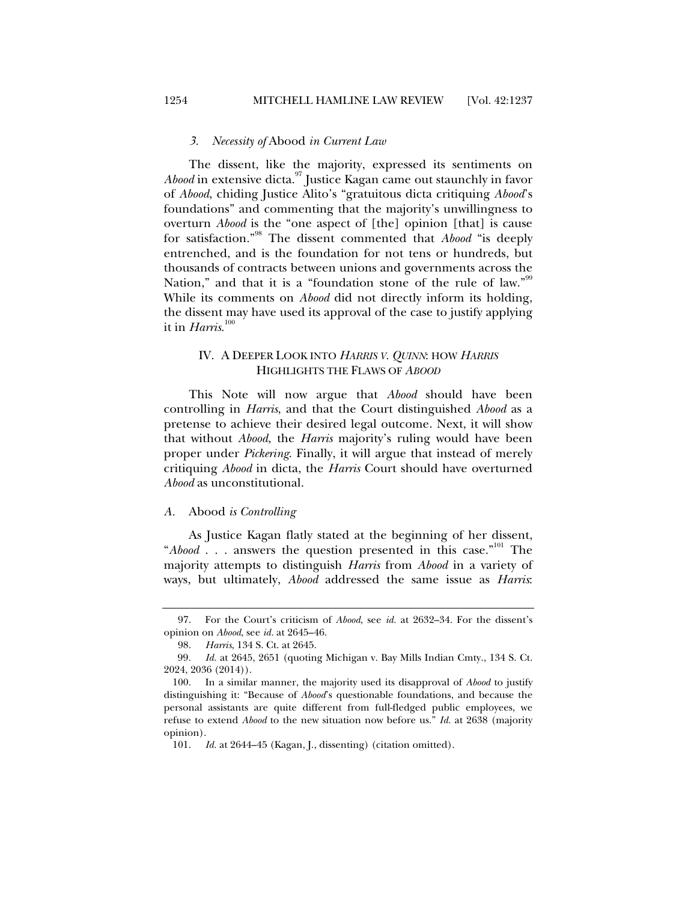### 3. *Necessity of* Abood *in Current Law*

The dissent, like the majority, expressed its sentiments on *Abood* in extensive dicta.[97] Justice Kagan came out staunchly in favor of *Abood*, chiding Justice Alito's "gratuitous dicta critiquing *Abood*'s foundations" and commenting that the majority's unwillingness to overturn *Abood* is the "one aspect of [the] opinion [that] is cause for satisfaction."[98] The dissent commented that *Abood* "is deeply entrenched, and is the foundation for not tens or hundreds, but thousands of contracts between unions and governments across the Nation," and that it is a "foundation stone of the rule of law."[99] While its comments on *Abood* did not directly inform its holding, the dissent may have used its approval of the case to justify applying it in *Harris*.[100]

## IV. A DEEPER LOOK INTO *HARRIS V. QUINN*: HOW *HARRIS* HIGHLIGHTS THE FLAWS OF *ABOOD*

This Note will now argue that *Abood* should have been controlling in *Harris*, and that the Court distinguished *Abood* as a pretense to achieve their desired legal outcome. Next, it will show that without *Abood*, the *Harris* majority's ruling would have been proper under *Pickering*. Finally, it will argue that instead of merely critiquing *Abood* in dicta, the *Harris* Court should have overturned *Abood* as unconstitutional.

### *A.* Abood *is Controlling*

As Justice Kagan flatly stated at the beginning of her dissent, "*Abood* . . . answers the question presented in this case."[101] The majority attempts to distinguish *Harris* from *Abood* in a variety of ways, but ultimately, *Abood* addressed the same issue as *Harris*:

---

97. For the Court's criticism of *Abood*, see *id.* at 2632–34. For the dissent's opinion on *Abood*, see *id.* at 2645–46.

98. *Harris*, 134 S. Ct. at 2645.

99. *Id.* at 2645, 2651 (quoting Michigan v. Bay Mills Indian Cmty., 134 S. Ct. 2024, 2036 (2014)).

100. In a similar manner, the majority used its disapproval of *Abood* to justify distinguishing it: "Because of *Abood*'s questionable foundations, and because the personal assistants are quite different from full-fledged public employees, we refuse to extend *Abood* to the new situation now before us." *Id.* at 2638 (majority opinion).

101. *Id.* at 2644–45 (Kagan, J., dissenting) (citation omitted).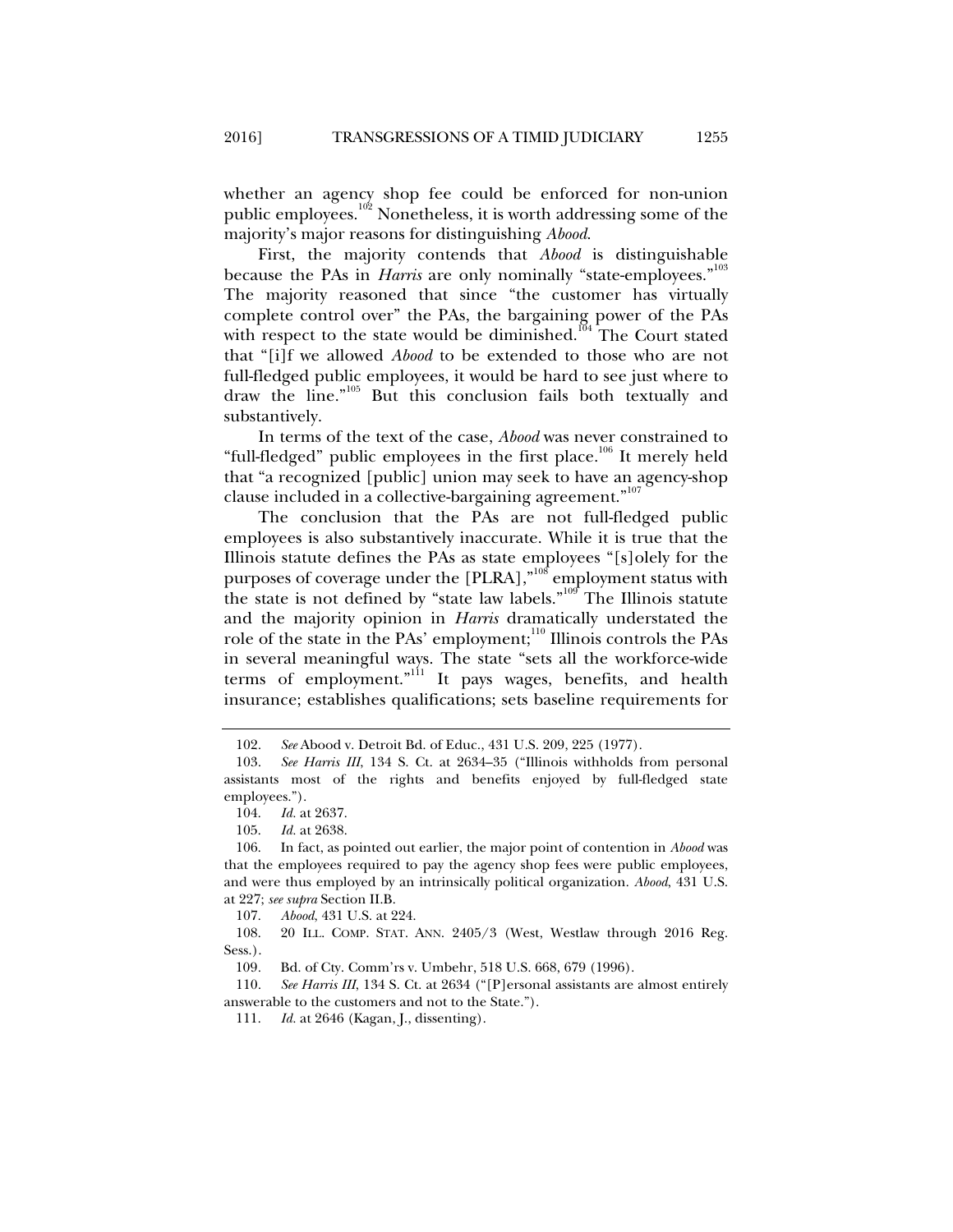whether an agency shop fee could be enforced for non-union public employees.[102] Nonetheless, it is worth addressing some of the majority's major reasons for distinguishing *Abood*.

First, the majority contends that *Abood* is distinguishable because the PAs in *Harris* are only nominally "state-employees."[103] The majority reasoned that since "the customer has virtually complete control over" the PAs, the bargaining power of the PAs with respect to the state would be diminished.[104] The Court stated that "[i]f we allowed *Abood* to be extended to those who are not full-fledged public employees, it would be hard to see just where to draw the line."[105] But this conclusion fails both textually and substantively.

In terms of the text of the case, *Abood* was never constrained to "full-fledged" public employees in the first place.[106] It merely held that "a recognized [public] union may seek to have an agency-shop clause included in a collective-bargaining agreement."[107]

The conclusion that the PAs are not full-fledged public employees is also substantively inaccurate. While it is true that the Illinois statute defines the PAs as state employees "[s]olely for the purposes of coverage under the [PLRA],"[108] employment status with the state is not defined by "state law labels."[109] The Illinois statute and the majority opinion in *Harris* dramatically understated the role of the state in the PAs' employment;[110] Illinois controls the PAs in several meaningful ways. The state "sets all the workforce-wide terms of employment."[111] It pays wages, benefits, and health insurance; establishes qualifications; sets baseline requirements for

---

102. *See* Abood v. Detroit Bd. of Educ., 431 U.S. 209, 225 (1977).

103. *See Harris III*, 134 S. Ct. at 2634–35 ("Illinois withholds from personal assistants most of the rights and benefits enjoyed by full-fledged state employees.").

104. *Id.* at 2637.

105. *Id.* at 2638.

106. In fact, as pointed out earlier, the major point of contention in *Abood* was that the employees required to pay the agency shop fees were public employees, and were thus employed by an intrinsically political organization. *Abood*, 431 U.S. at 227; *see supra* Section II.B.

107. *Abood*, 431 U.S. at 224.

108. 20 ILL. COMP. STAT. ANN. 2405/3 (West, Westlaw through 2016 Reg. Sess.).

109. Bd. of Cty. Comm'rs v. Umbehr, 518 U.S. 668, 679 (1996).

110. *See Harris III*, 134 S. Ct. at 2634 ("[P]ersonal assistants are almost entirely answerable to the customers and not to the State.").

111. *Id.* at 2646 (Kagan, J., dissenting).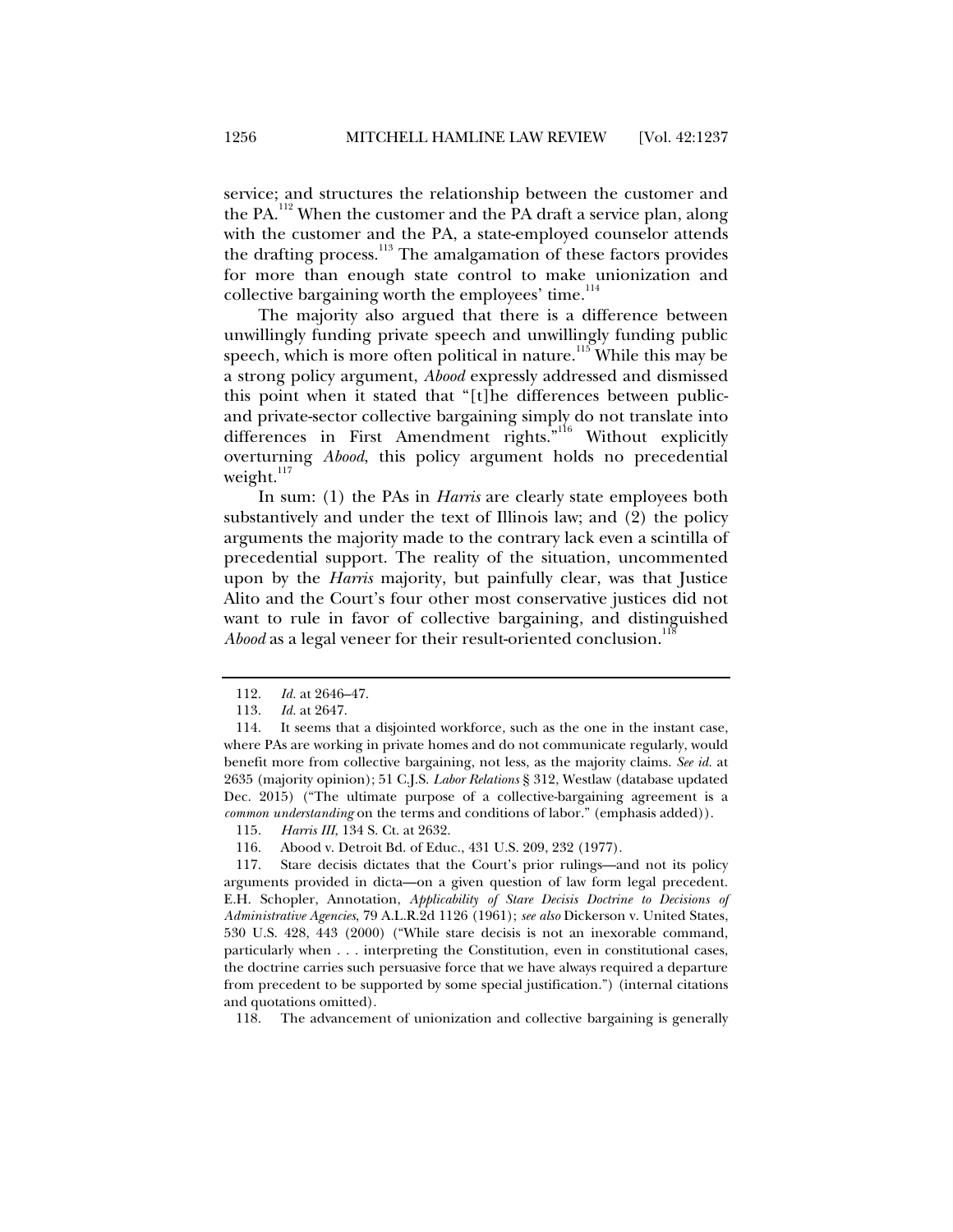service; and structures the relationship between the customer and the PA.[112] When the customer and the PA draft a service plan, along with the customer and the PA, a state-employed counselor attends the drafting process.[113] The amalgamation of these factors provides for more than enough state control to make unionization and collective bargaining worth the employees' time.[114]

The majority also argued that there is a difference between unwillingly funding private speech and unwillingly funding public speech, which is more often political in nature.[115] While this may be a strong policy argument, *Abood* expressly addressed and dismissed this point when it stated that "[t]he differences between public- and private-sector collective bargaining simply do not translate into differences in First Amendment rights."[116] Without explicitly overturning *Abood*, this policy argument holds no precedential weight.[117]

In sum: (1) the PAs in *Harris* are clearly state employees both substantively and under the text of Illinois law; and (2) the policy arguments the majority made to the contrary lack even a scintilla of precedential support. The reality of the situation, uncommented upon by the *Harris* majority, but painfully clear, was that Justice Alito and the Court's four other most conservative justices did not want to rule in favor of collective bargaining, and distinguished *Abood* as a legal veneer for their result-oriented conclusion.[118]

---

112. *Id.* at 2646–47.

113. *Id.* at 2647.

114. It seems that a disjointed workforce, such as the one in the instant case, where PAs are working in private homes and do not communicate regularly, would benefit more from collective bargaining, not less, as the majority claims. *See id.* at 2635 (majority opinion); 51 C.J.S. *Labor Relations* § 312, Westlaw (database updated Dec. 2015) ("The ultimate purpose of a collective-bargaining agreement is a *common understanding* on the terms and conditions of labor." (emphasis added)).

115. *Harris III*, 134 S. Ct. at 2632.

116. Abood v. Detroit Bd. of Educ., 431 U.S. 209, 232 (1977).

117. Stare decisis dictates that the Court's prior rulings—and not its policy arguments provided in dicta—on a given question of law form legal precedent. E.H. Schopler, Annotation, *Applicability of Stare Decisis Doctrine to Decisions of Administrative Agencies*, 79 A.L.R.2d 1126 (1961); *see also* Dickerson v. United States, 530 U.S. 428, 443 (2000) ("While stare decisis is not an inexorable command, particularly when . . . interpreting the Constitution, even in constitutional cases, the doctrine carries such persuasive force that we have always required a departure from precedent to be supported by some special justification.") (internal citations and quotations omitted).

118. The advancement of unionization and collective bargaining is generally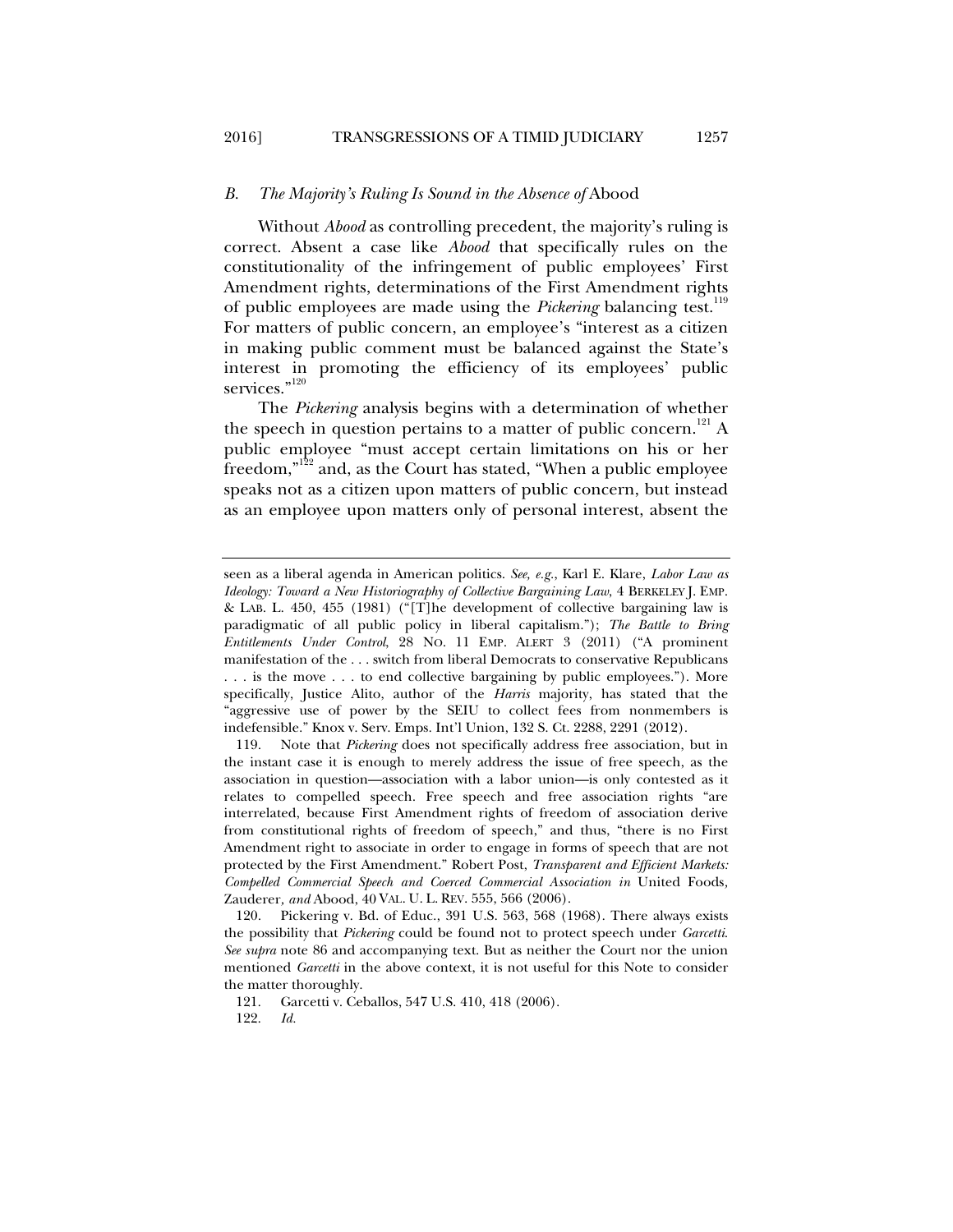### *B. The Majority's Ruling Is Sound in the Absence of* Abood

Without *Abood* as controlling precedent, the majority's ruling is correct. Absent a case like *Abood* that specifically rules on the constitutionality of the infringement of public employees' First Amendment rights, determinations of the First Amendment rights of public employees are made using the *Pickering* balancing test.[119] For matters of public concern, an employee's "interest as a citizen in making public comment must be balanced against the State's interest in promoting the efficiency of its employees' public services."[120]

The *Pickering* analysis begins with a determination of whether the speech in question pertains to a matter of public concern.[121] A public employee "must accept certain limitations on his or her freedom,"[122] and, as the Court has stated, "When a public employee speaks not as a citizen upon matters of public concern, but instead as an employee upon matters only of personal interest, absent the

---

seen as a liberal agenda in American politics. *See, e.g.*, Karl E. Klare, *Labor Law as Ideology: Toward a New Historiography of Collective Bargaining Law*, 4 BERKELEY J. EMP. & LAB. L. 450, 455 (1981) ("[T]he development of collective bargaining law is paradigmatic of all public policy in liberal capitalism."); *The Battle to Bring Entitlements Under Control*, 28 NO. 11 EMP. ALERT 3 (2011) ("A prominent manifestation of the . . . switch from liberal Democrats to conservative Republicans . . . is the move . . . to end collective bargaining by public employees."). More specifically, Justice Alito, author of the *Harris* majority, has stated that the "aggressive use of power by the SEIU to collect fees from nonmembers is indefensible." Knox v. Serv. Emps. Int'l Union, 132 S. Ct. 2288, 2291 (2012).

119. Note that *Pickering* does not specifically address free association, but in the instant case it is enough to merely address the issue of free speech, as the association in question—association with a labor union—is only contested as it relates to compelled speech. Free speech and free association rights "are interrelated, because First Amendment rights of freedom of association derive from constitutional rights of freedom of speech," and thus, "there is no First Amendment right to associate in order to engage in forms of speech that are not protected by the First Amendment." Robert Post, *Transparent and Efficient Markets: Compelled Commercial Speech and Coerced Commercial Association in* United Foods*,* Zauderer*, and* Abood, 40 VAL. U. L. REV. 555, 566 (2006).

120. Pickering v. Bd. of Educ., 391 U.S. 563, 568 (1968). There always exists the possibility that *Pickering* could be found not to protect speech under *Garcetti*. *See supra* note 86 and accompanying text. But as neither the Court nor the union mentioned *Garcetti* in the above context, it is not useful for this Note to consider the matter thoroughly.

121. Garcetti v. Ceballos, 547 U.S. 410, 418 (2006).

122. *Id.*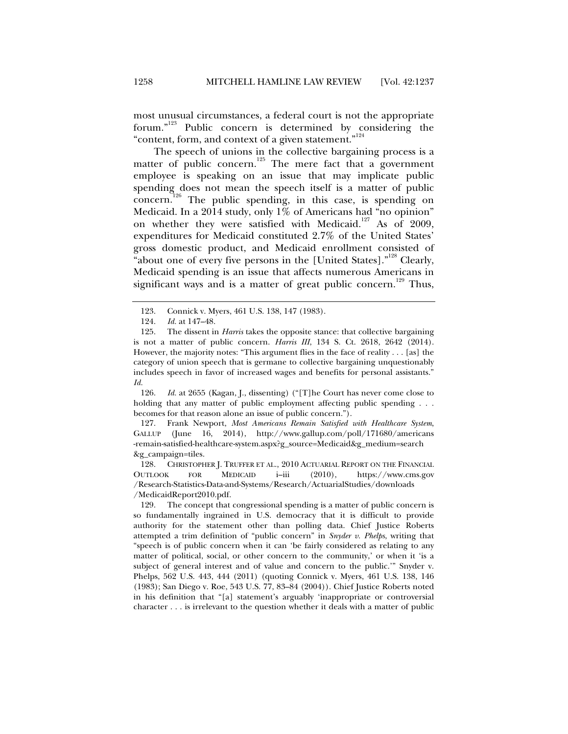most unusual circumstances, a federal court is not the appropriate forum."[123] Public concern is determined by considering the "content, form, and context of a given statement."[124]

The speech of unions in the collective bargaining process is a matter of public concern.[125] The mere fact that a government employee is speaking on an issue that may implicate public spending does not mean the speech itself is a matter of public concern.[126] The public spending, in this case, is spending on Medicaid. In a 2014 study, only 1% of Americans had "no opinion" on whether they were satisfied with Medicaid.[127] As of 2009, expenditures for Medicaid constituted 2.7% of the United States' gross domestic product, and Medicaid enrollment consisted of "about one of every five persons in the [United States]."[128] Clearly, Medicaid spending is an issue that affects numerous Americans in significant ways and is a matter of great public concern.[129] Thus,

---

123. Connick v. Myers, 461 U.S. 138, 147 (1983).

124. *Id.* at 147–48.

125. The dissent in *Harris* takes the opposite stance: that collective bargaining is not a matter of public concern. *Harris III*, 134 S. Ct. 2618, 2642 (2014). However, the majority notes: "This argument flies in the face of reality . . . [as] the category of union speech that is germane to collective bargaining unquestionably includes speech in favor of increased wages and benefits for personal assistants." *Id.*

126. *Id.* at 2655 (Kagan, J., dissenting) ("[T]he Court has never come close to holding that any matter of public employment affecting public spending . . . becomes for that reason alone an issue of public concern.").

127. Frank Newport, *Most Americans Remain Satisfied with Healthcare System*, GALLUP (June 16, 2014), http://www.gallup.com/poll/171680/americans-remain-satisfied-healthcare-system.aspx?g_source=Medicaid&g_medium=search&g_campaign=tiles.

128. CHRISTOPHER J. TRUFFER ET AL., 2010 ACTUARIAL REPORT ON THE FINANCIAL OUTLOOK FOR MEDICAID i–iii (2010), https://www.cms.gov/Research-Statistics-Data-and-Systems/Research/ActuarialStudies/downloads/MedicaidReport2010.pdf.

129. The concept that congressional spending is a matter of public concern is so fundamentally ingrained in U.S. democracy that it is difficult to provide authority for the statement other than polling data. Chief Justice Roberts attempted a trim definition of "public concern" in *Snyder v. Phelps*, writing that "speech is of public concern when it can 'be fairly considered as relating to any matter of political, social, or other concern to the community,' or when it 'is a subject of general interest and of value and concern to the public.'" Snyder v. Phelps, 562 U.S. 443, 444 (2011) (quoting Connick v. Myers, 461 U.S. 138, 146 (1983); San Diego v. Roe, 543 U.S. 77, 83–84 (2004)). Chief Justice Roberts noted in his definition that "[a] statement's arguably 'inappropriate or controversial character . . . is irrelevant to the question whether it deals with a matter of public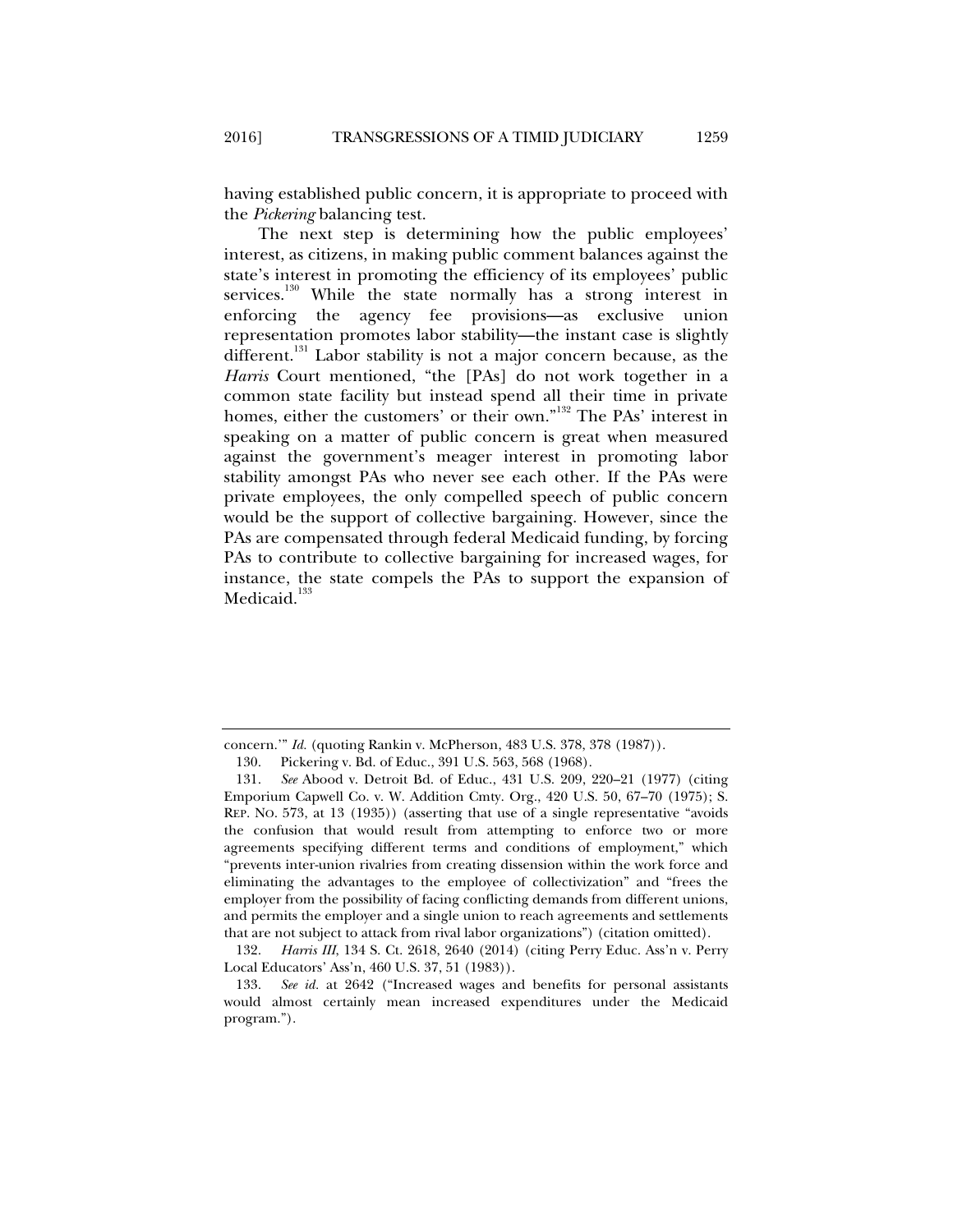having established public concern, it is appropriate to proceed with the *Pickering* balancing test.

The next step is determining how the public employees' interest, as citizens, in making public comment balances against the state's interest in promoting the efficiency of its employees' public services.[130] While the state normally has a strong interest in enforcing the agency fee provisions—as exclusive union representation promotes labor stability—the instant case is slightly different.[131] Labor stability is not a major concern because, as the *Harris* Court mentioned, "the [PAs] do not work together in a common state facility but instead spend all their time in private homes, either the customers' or their own."[132] The PAs' interest in speaking on a matter of public concern is great when measured against the government's meager interest in promoting labor stability amongst PAs who never see each other. If the PAs were private employees, the only compelled speech of public concern would be the support of collective bargaining. However, since the PAs are compensated through federal Medicaid funding, by forcing PAs to contribute to collective bargaining for increased wages, for instance, the state compels the PAs to support the expansion of Medicaid.[133]

---

concern.'" *Id.* (quoting Rankin v. McPherson, 483 U.S. 378, 378 (1987)).

130. Pickering v. Bd. of Educ., 391 U.S. 563, 568 (1968).

131. *See* Abood v. Detroit Bd. of Educ., 431 U.S. 209, 220–21 (1977) (citing Emporium Capwell Co. v. W. Addition Cmty. Org., 420 U.S. 50, 67–70 (1975); S. REP. NO. 573, at 13 (1935)) (asserting that use of a single representative "avoids the confusion that would result from attempting to enforce two or more agreements specifying different terms and conditions of employment," which "prevents inter-union rivalries from creating dissension within the work force and eliminating the advantages to the employee of collectivization" and "frees the employer from the possibility of facing conflicting demands from different unions, and permits the employer and a single union to reach agreements and settlements that are not subject to attack from rival labor organizations") (citation omitted).

132. *Harris III*, 134 S. Ct. 2618, 2640 (2014) (citing Perry Educ. Ass'n v. Perry Local Educators' Ass'n, 460 U.S. 37, 51 (1983)).

133. *See id.* at 2642 ("Increased wages and benefits for personal assistants would almost certainly mean increased expenditures under the Medicaid program.").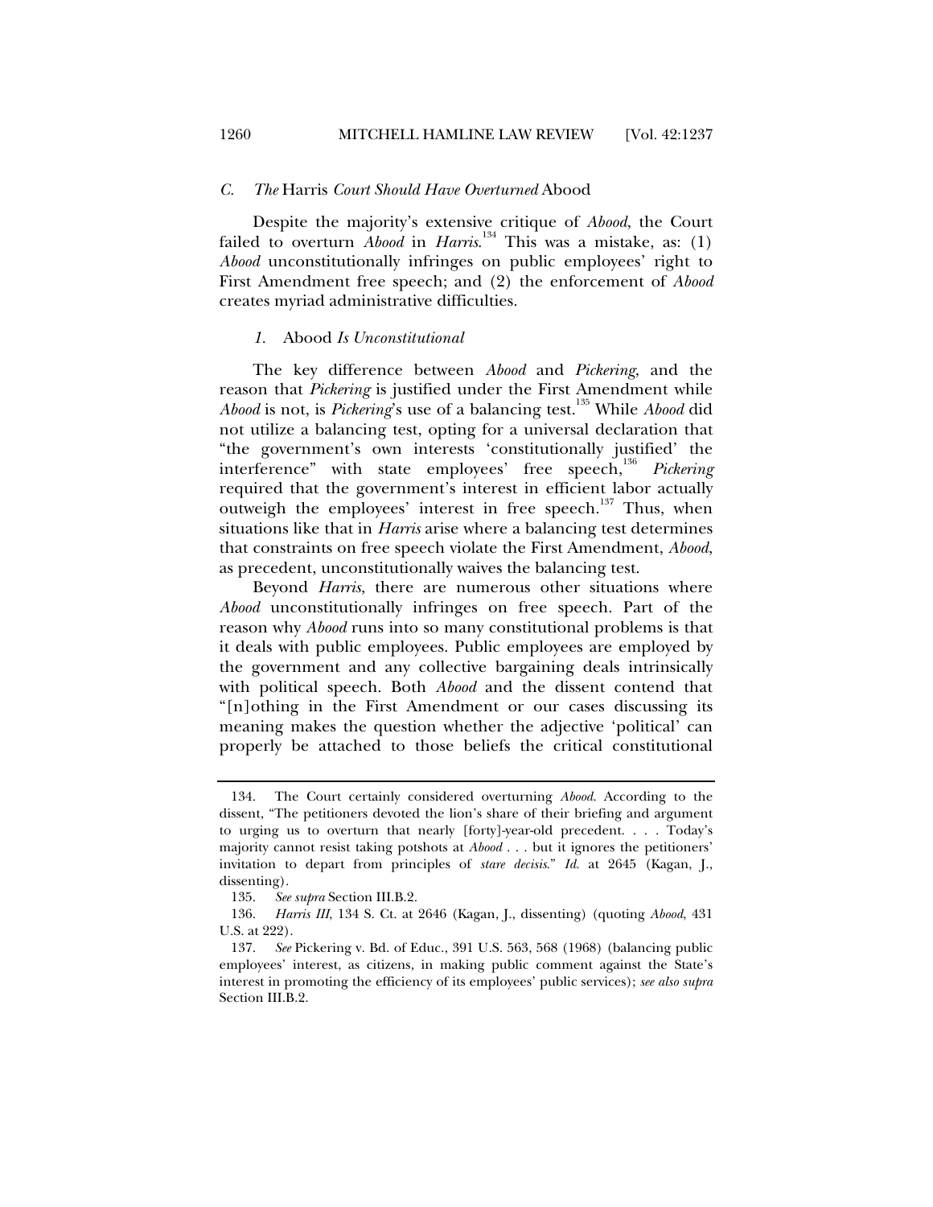### C. *The* Harris *Court Should Have Overturned* Abood

Despite the majority's extensive critique of *Abood*, the Court failed to overturn *Abood* in *Harris*.[134] This was a mistake, as: (1) *Abood* unconstitutionally infringes on public employees' right to First Amendment free speech; and (2) the enforcement of *Abood* creates myriad administrative difficulties.

#### 1. Abood *Is Unconstitutional*

The key difference between *Abood* and *Pickering*, and the reason that *Pickering* is justified under the First Amendment while *Abood* is not, is *Pickering*'s use of a balancing test.[135] While *Abood* did not utilize a balancing test, opting for a universal declaration that "the government's own interests 'constitutionally justified' the interference" with state employees' free speech,[136] *Pickering* required that the government's interest in efficient labor actually outweigh the employees' interest in free speech.[137] Thus, when situations like that in *Harris* arise where a balancing test determines that constraints on free speech violate the First Amendment, *Abood*, as precedent, unconstitutionally waives the balancing test.

Beyond *Harris*, there are numerous other situations where *Abood* unconstitutionally infringes on free speech. Part of the reason why *Abood* runs into so many constitutional problems is that it deals with public employees. Public employees are employed by the government and any collective bargaining deals intrinsically with political speech. Both *Abood* and the dissent contend that "[n]othing in the First Amendment or our cases discussing its meaning makes the question whether the adjective 'political' can properly be attached to those beliefs the critical constitutional

---

134. The Court certainly considered overturning *Abood*. According to the dissent, "The petitioners devoted the lion's share of their briefing and argument to urging us to overturn that nearly [forty]-year-old precedent. . . . Today's majority cannot resist taking potshots at *Abood* . . . but it ignores the petitioners' invitation to depart from principles of *stare decisis*." *Id.* at 2645 (Kagan, J., dissenting).

135. *See supra* Section III.B.2.

136. *Harris III*, 134 S. Ct. at 2646 (Kagan, J., dissenting) (quoting *Abood*, 431 U.S. at 222).

137. *See* Pickering v. Bd. of Educ., 391 U.S. 563, 568 (1968) (balancing public employees' interest, as citizens, in making public comment against the State's interest in promoting the efficiency of its employees' public services); *see also supra* Section III.B.2.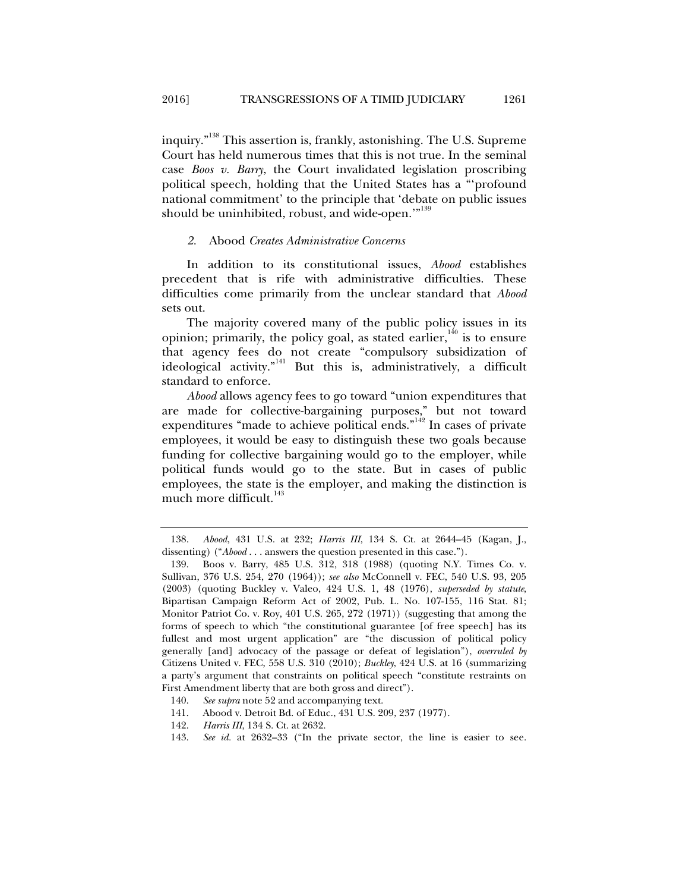inquiry."[138] This assertion is, frankly, astonishing. The U.S. Supreme Court has held numerous times that this is not true. In the seminal case *Boos v. Barry*, the Court invalidated legislation proscribing political speech, holding that the United States has a "'profound national commitment' to the principle that 'debate on public issues should be uninhibited, robust, and wide-open.'"[139]

### *2.* Abood *Creates Administrative Concerns*

In addition to its constitutional issues, *Abood* establishes precedent that is rife with administrative difficulties. These difficulties come primarily from the unclear standard that *Abood* sets out.

The majority covered many of the public policy issues in its opinion; primarily, the policy goal, as stated earlier,[140] is to ensure that agency fees do not create "compulsory subsidization of ideological activity."[141] But this is, administratively, a difficult standard to enforce.

*Abood* allows agency fees to go toward "union expenditures that are made for collective-bargaining purposes," but not toward expenditures "made to achieve political ends."[142] In cases of private employees, it would be easy to distinguish these two goals because funding for collective bargaining would go to the employer, while political funds would go to the state. But in cases of public employees, the state is the employer, and making the distinction is much more difficult.[143]

---

138. *Abood*, 431 U.S. at 232; *Harris III*, 134 S. Ct. at 2644–45 (Kagan, J., dissenting) ("*Abood* . . . answers the question presented in this case.").

139. Boos v. Barry, 485 U.S. 312, 318 (1988) (quoting N.Y. Times Co. v. Sullivan, 376 U.S. 254, 270 (1964)); *see also* McConnell v. FEC, 540 U.S. 93, 205 (2003) (quoting Buckley v. Valeo, 424 U.S. 1, 48 (1976), *superseded by statute*, Bipartisan Campaign Reform Act of 2002, Pub. L. No. 107-155, 116 Stat. 81; Monitor Patriot Co. v. Roy, 401 U.S. 265, 272 (1971)) (suggesting that among the forms of speech to which "the constitutional guarantee [of free speech] has its fullest and most urgent application" are "the discussion of political policy generally [and] advocacy of the passage or defeat of legislation"), *overruled by* Citizens United v. FEC, 558 U.S. 310 (2010); *Buckley*, 424 U.S. at 16 (summarizing a party's argument that constraints on political speech "constitute restraints on First Amendment liberty that are both gross and direct").

140. *See supra* note 52 and accompanying text.

141. Abood v. Detroit Bd. of Educ., 431 U.S. 209, 237 (1977).

142. *Harris III*, 134 S. Ct. at 2632.

143. *See id.* at 2632–33 ("In the private sector, the line is easier to see.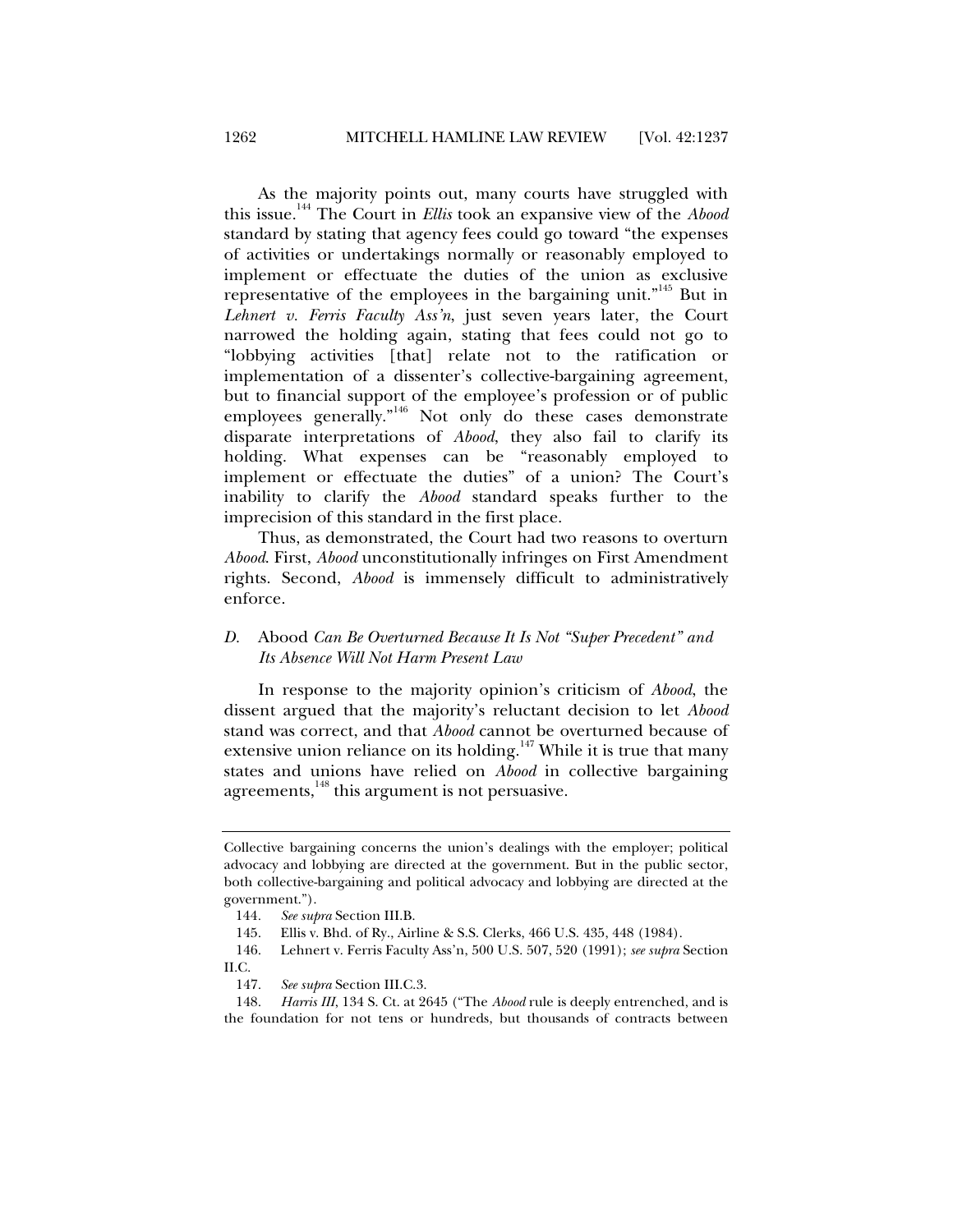As the majority points out, many courts have struggled with this issue.[144] The Court in *Ellis* took an expansive view of the *Abood* standard by stating that agency fees could go toward "the expenses of activities or undertakings normally or reasonably employed to implement or effectuate the duties of the union as exclusive representative of the employees in the bargaining unit."[145] But in *Lehnert v. Ferris Faculty Ass'n*, just seven years later, the Court narrowed the holding again, stating that fees could not go to "lobbying activities [that] relate not to the ratification or implementation of a dissenter's collective-bargaining agreement, but to financial support of the employee's profession or of public employees generally."[146] Not only do these cases demonstrate disparate interpretations of *Abood*, they also fail to clarify its holding. What expenses can be "reasonably employed to implement or effectuate the duties" of a union? The Court's inability to clarify the *Abood* standard speaks further to the imprecision of this standard in the first place.

Thus, as demonstrated, the Court had two reasons to overturn *Abood*. First, *Abood* unconstitutionally infringes on First Amendment rights. Second, *Abood* is immensely difficult to administratively enforce.

### *D.* Abood *Can Be Overturned Because It Is Not "Super Precedent" and Its Absence Will Not Harm Present Law*

In response to the majority opinion's criticism of *Abood*, the dissent argued that the majority's reluctant decision to let *Abood* stand was correct, and that *Abood* cannot be overturned because of extensive union reliance on its holding.[147] While it is true that many states and unions have relied on *Abood* in collective bargaining agreements,[148] this argument is not persuasive.

---

Collective bargaining concerns the union's dealings with the employer; political advocacy and lobbying are directed at the government. But in the public sector, both collective-bargaining and political advocacy and lobbying are directed at the government.").

144. *See supra* Section III.B.

145. Ellis v. Bhd. of Ry., Airline & S.S. Clerks, 466 U.S. 435, 448 (1984).

146. Lehnert v. Ferris Faculty Ass'n, 500 U.S. 507, 520 (1991); *see supra* Section II.C.

147. *See supra* Section III.C.3.

148. *Harris III*, 134 S. Ct. at 2645 ("The *Abood* rule is deeply entrenched, and is the foundation for not tens or hundreds, but thousands of contracts between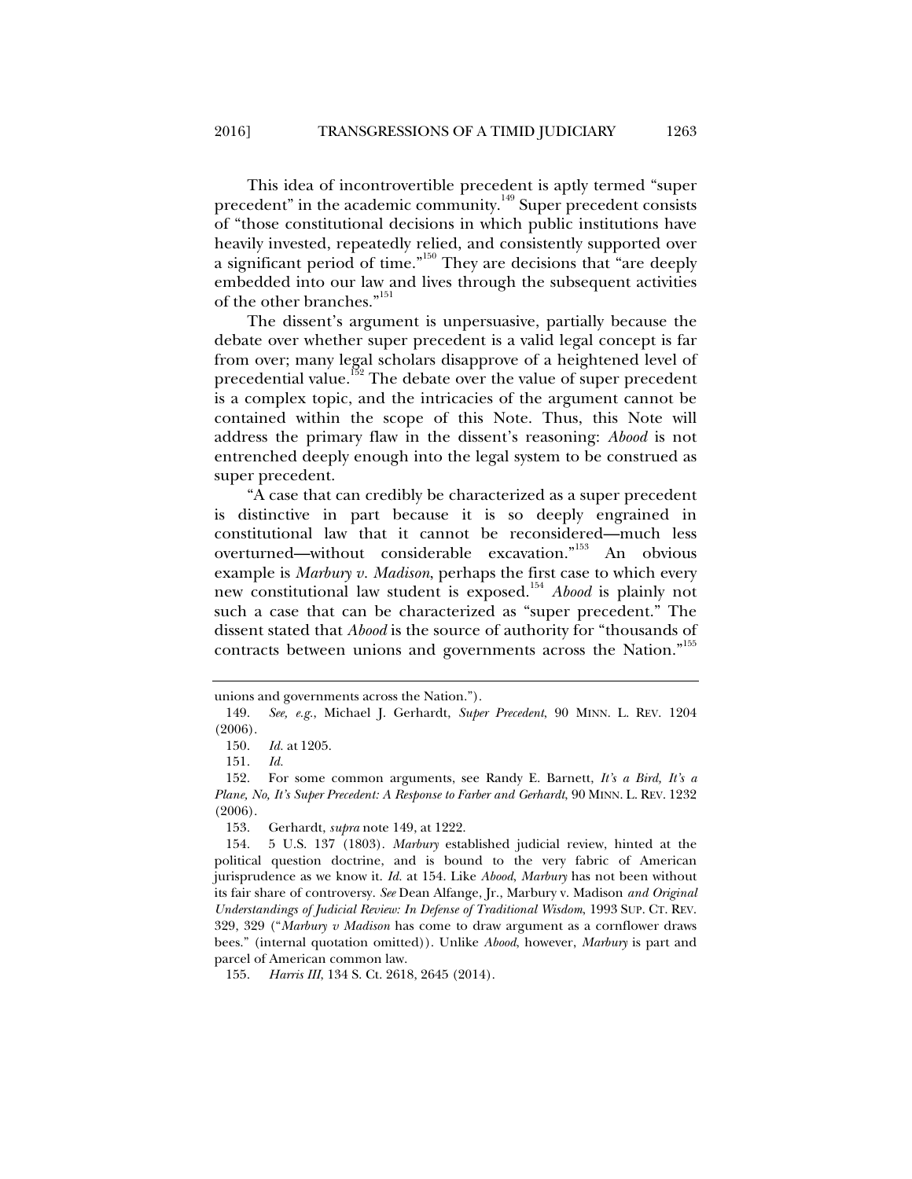This idea of incontrovertible precedent is aptly termed "super precedent" in the academic community.[149] Super precedent consists of "those constitutional decisions in which public institutions have heavily invested, repeatedly relied, and consistently supported over a significant period of time."[150] They are decisions that "are deeply embedded into our law and lives through the subsequent activities of the other branches."[151]

The dissent's argument is unpersuasive, partially because the debate over whether super precedent is a valid legal concept is far from over; many legal scholars disapprove of a heightened level of precedential value.[152] The debate over the value of super precedent is a complex topic, and the intricacies of the argument cannot be contained within the scope of this Note. Thus, this Note will address the primary flaw in the dissent's reasoning: *Abood* is not entrenched deeply enough into the legal system to be construed as super precedent.

"A case that can credibly be characterized as a super precedent is distinctive in part because it is so deeply engrained in constitutional law that it cannot be reconsidered—much less overturned—without considerable excavation."[153] An obvious example is *Marbury v. Madison*, perhaps the first case to which every new constitutional law student is exposed.[154] *Abood* is plainly not such a case that can be characterized as "super precedent." The dissent stated that *Abood* is the source of authority for "thousands of contracts between unions and governments across the Nation."[155]

---

unions and governments across the Nation.").

149. *See, e.g.*, Michael J. Gerhardt, *Super Precedent*, 90 MINN. L. REV. 1204 (2006).

150. *Id.* at 1205.

151. *Id.*

152. For some common arguments, see Randy E. Barnett, *It's a Bird, It's a Plane, No, It's Super Precedent: A Response to Farber and Gerhardt*, 90 MINN. L. REV. 1232 (2006).

153. Gerhardt, *supra* note 149, at 1222.

154. 5 U.S. 137 (1803). *Marbury* established judicial review, hinted at the political question doctrine, and is bound to the very fabric of American jurisprudence as we know it. *Id.* at 154. Like *Abood*, *Marbury* has not been without its fair share of controversy. *See* Dean Alfange, Jr., Marbury v. Madison *and Original Understandings of Judicial Review: In Defense of Traditional Wisdom*, 1993 SUP. CT. REV. 329, 329 ("*Marbury v Madison* has come to draw argument as a cornflower draws bees." (internal quotation omitted)). Unlike *Abood*, however, *Marbury* is part and parcel of American common law.

155. *Harris III*, 134 S. Ct. 2618, 2645 (2014).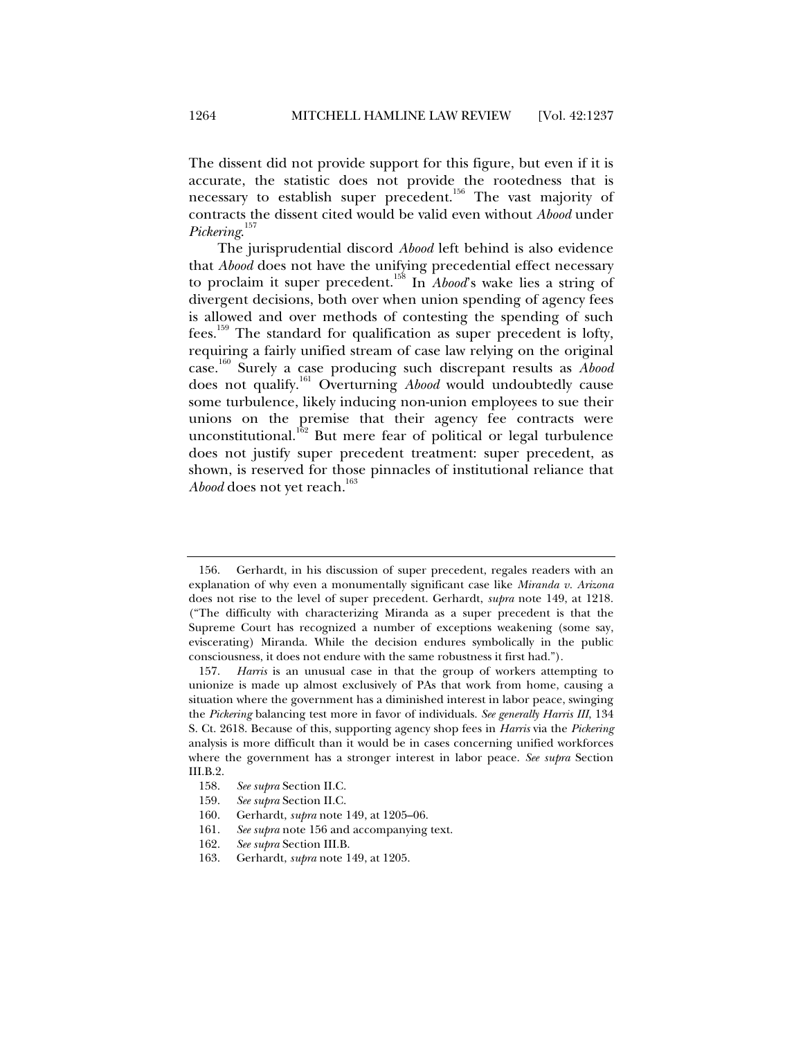The dissent did not provide support for this figure, but even if it is accurate, the statistic does not provide the rootedness that is necessary to establish super precedent.[156] The vast majority of contracts the dissent cited would be valid even without *Abood* under *Pickering*.[157]

The jurisprudential discord *Abood* left behind is also evidence that *Abood* does not have the unifying precedential effect necessary to proclaim it super precedent.[158] In *Abood*'s wake lies a string of divergent decisions, both over when union spending of agency fees is allowed and over methods of contesting the spending of such fees.[159] The standard for qualification as super precedent is lofty, requiring a fairly unified stream of case law relying on the original case.[160] Surely a case producing such discrepant results as *Abood* does not qualify.[161] Overturning *Abood* would undoubtedly cause some turbulence, likely inducing non-union employees to sue their unions on the premise that their agency fee contracts were unconstitutional.[162] But mere fear of political or legal turbulence does not justify super precedent treatment: super precedent, as shown, is reserved for those pinnacles of institutional reliance that *Abood* does not yet reach.[163]

---

156. Gerhardt, in his discussion of super precedent, regales readers with an explanation of why even a monumentally significant case like *Miranda v. Arizona* does not rise to the level of super precedent. Gerhardt, *supra* note 149, at 1218. ("The difficulty with characterizing Miranda as a super precedent is that the Supreme Court has recognized a number of exceptions weakening (some say, eviscerating) Miranda. While the decision endures symbolically in the public consciousness, it does not endure with the same robustness it first had.").

157. *Harris* is an unusual case in that the group of workers attempting to unionize is made up almost exclusively of PAs that work from home, causing a situation where the government has a diminished interest in labor peace, swinging the *Pickering* balancing test more in favor of individuals. *See generally Harris III*, 134 S. Ct. 2618. Because of this, supporting agency shop fees in *Harris* via the *Pickering* analysis is more difficult than it would be in cases concerning unified workforces where the government has a stronger interest in labor peace. *See supra* Section III.B.2.

158. *See supra* Section II.C.

159. *See supra* Section II.C.

160. Gerhardt, *supra* note 149, at 1205–06.

161. *See supra* note 156 and accompanying text.

162. *See supra* Section III.B.

163. Gerhardt, *supra* note 149, at 1205.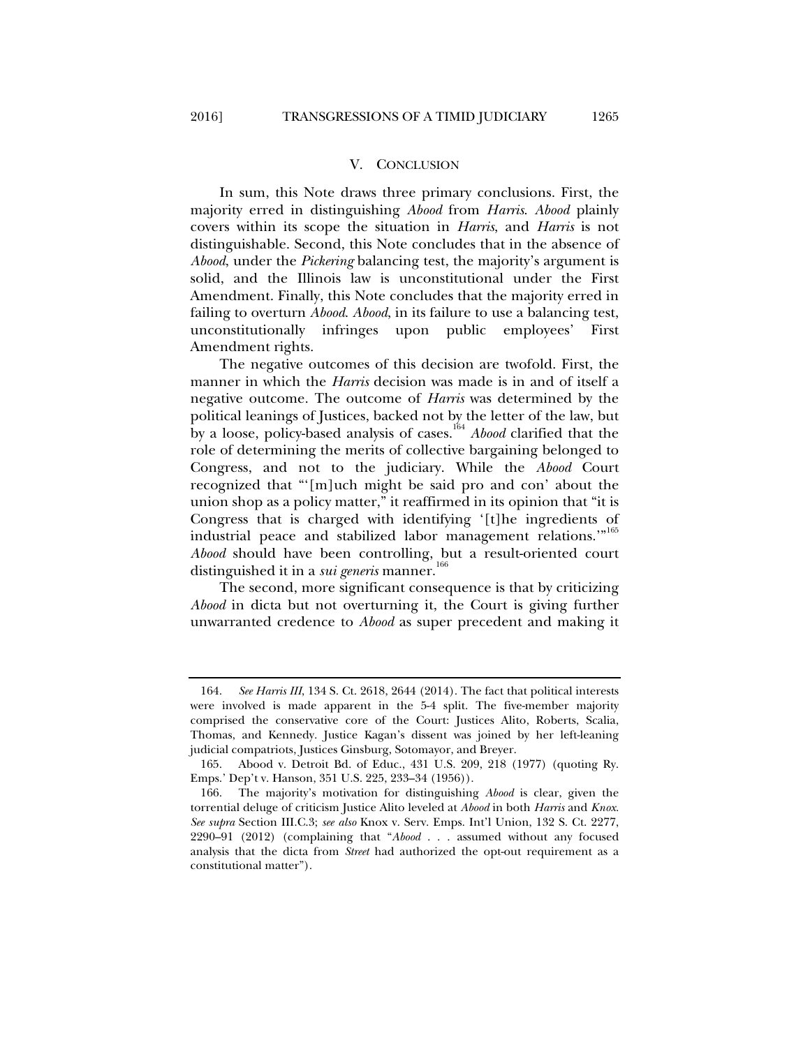## V. CONCLUSION

In sum, this Note draws three primary conclusions. First, the majority erred in distinguishing *Abood* from *Harris*. *Abood* plainly covers within its scope the situation in *Harris*, and *Harris* is not distinguishable. Second, this Note concludes that in the absence of *Abood*, under the *Pickering* balancing test, the majority's argument is solid, and the Illinois law is unconstitutional under the First Amendment. Finally, this Note concludes that the majority erred in failing to overturn *Abood*. *Abood*, in its failure to use a balancing test, unconstitutionally infringes upon public employees' First Amendment rights.

The negative outcomes of this decision are twofold. First, the manner in which the *Harris* decision was made is in and of itself a negative outcome. The outcome of *Harris* was determined by the political leanings of Justices, backed not by the letter of the law, but by a loose, policy-based analysis of cases.[164] *Abood* clarified that the role of determining the merits of collective bargaining belonged to Congress, and not to the judiciary. While the *Abood* Court recognized that "'[m]uch might be said pro and con' about the union shop as a policy matter," it reaffirmed in its opinion that "it is Congress that is charged with identifying '[t]he ingredients of industrial peace and stabilized labor management relations.'"[165] *Abood* should have been controlling, but a result-oriented court distinguished it in a *sui generis* manner.[166]

The second, more significant consequence is that by criticizing *Abood* in dicta but not overturning it, the Court is giving further unwarranted credence to *Abood* as super precedent and making it

---

164. *See Harris III*, 134 S. Ct. 2618, 2644 (2014). The fact that political interests were involved is made apparent in the 5-4 split. The five-member majority comprised the conservative core of the Court: Justices Alito, Roberts, Scalia, Thomas, and Kennedy. Justice Kagan's dissent was joined by her left-leaning judicial compatriots, Justices Ginsburg, Sotomayor, and Breyer.

165. Abood v. Detroit Bd. of Educ., 431 U.S. 209, 218 (1977) (quoting Ry. Emps.' Dep't v. Hanson, 351 U.S. 225, 233–34 (1956)).

166. The majority's motivation for distinguishing *Abood* is clear, given the torrential deluge of criticism Justice Alito leveled at *Abood* in both *Harris* and *Knox*. *See supra* Section III.C.3; *see also* Knox v. Serv. Emps. Int'l Union, 132 S. Ct. 2277, 2290–91 (2012) (complaining that "*Abood* . . . assumed without any focused analysis that the dicta from *Street* had authorized the opt-out requirement as a constitutional matter").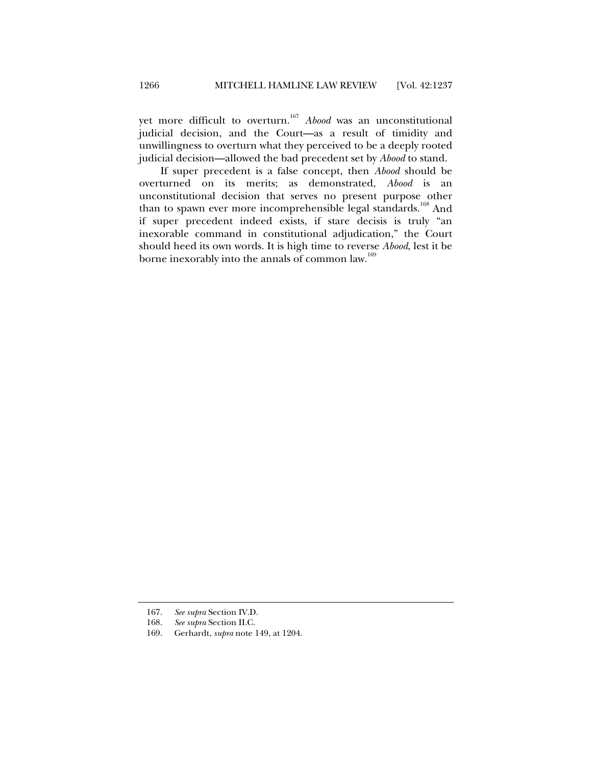yet more difficult to overturn.[167] *Abood* was an unconstitutional judicial decision, and the Court—as a result of timidity and unwillingness to overturn what they perceived to be a deeply rooted judicial decision—allowed the bad precedent set by *Abood* to stand.

If super precedent is a false concept, then *Abood* should be overturned on its merits; as demonstrated, *Abood* is an unconstitutional decision that serves no present purpose other than to spawn ever more incomprehensible legal standards.[168] And if super precedent indeed exists, if stare decisis is truly "an inexorable command in constitutional adjudication," the Court should heed its own words. It is high time to reverse *Abood*, lest it be borne inexorably into the annals of common law.[169]

---

167. *See supra* Section IV.D.

168. *See supra* Section II.C.

169. Gerhardt, *supra* note 149, at 1204.